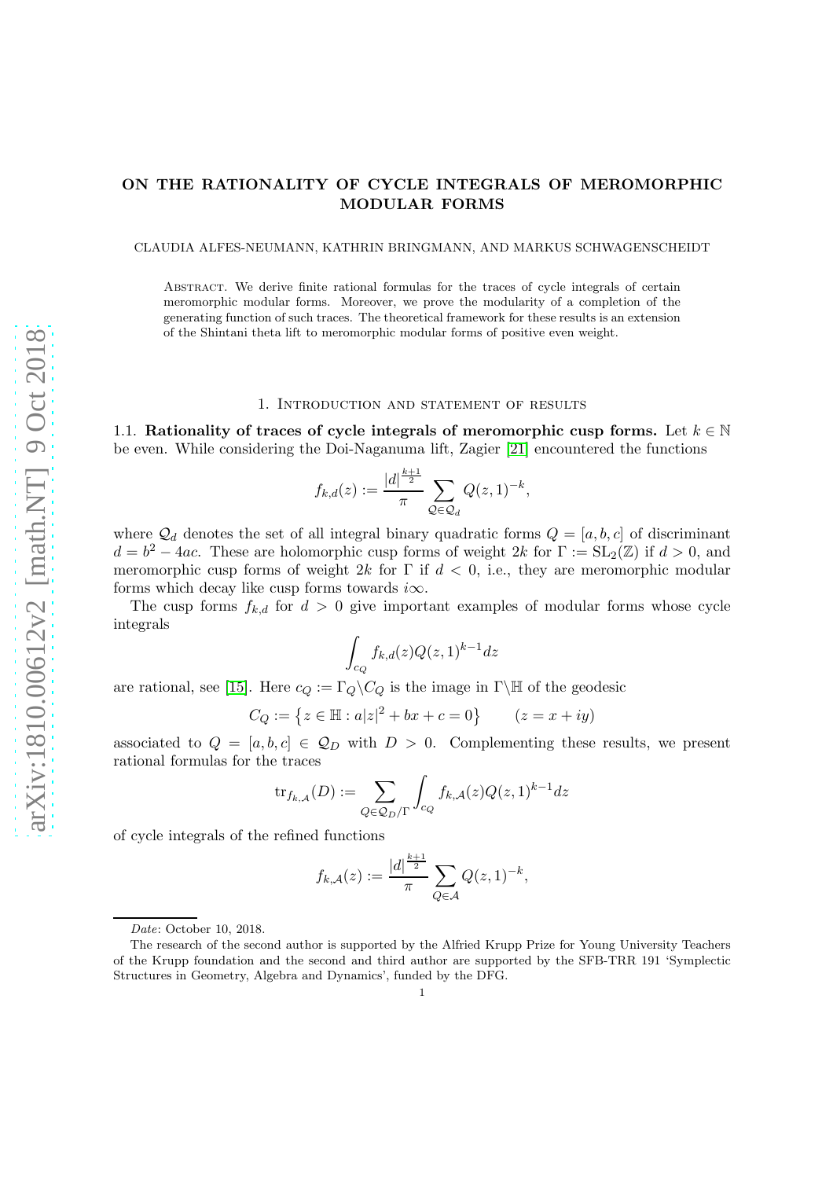# ON THE RATIONALITY OF CYCLE INTEGRALS OF MEROMORPHIC MODULAR FORMS

CLAUDIA ALFES-NEUMANN, KATHRIN BRINGMANN, AND MARKUS SCHWAGENSCHEIDT

Abstract. We derive finite rational formulas for the traces of cycle integrals of certain meromorphic modular forms. Moreover, we prove the modularity of a completion of the generating function of such traces. The theoretical framework for these results is an extension of the Shintani theta lift to meromorphic modular forms of positive even weight.

## 1. Introduction and statement of results

### 1.1. Rationality of traces of cycle integrals of meromorphic cusp forms.

Let $k \in \mathbb{N}$ be even. While considering the Doi-Naganuma lift, Zagier [21] encountered the functions

$$f_{k,d}(z) := \frac{|d|^{\frac{k+1}{2}}}{\pi} \sum_{Q \in \mathcal{Q}_d} Q(z,1)^{-k},$$

where $\mathcal{Q}_d$ denotes the set of all integral binary quadratic forms $Q = [a,b,c]$ of discriminant $d = b^2 - 4ac$. These are holomorphic cusp forms of weight $2k$ for $\Gamma := \mathrm{SL}_2(\mathbb{Z})$ if $d > 0$, and meromorphic cusp forms of weight $2k$ for $\Gamma$ if $d < 0$, i.e., they are meromorphic modular forms which decay like cusp forms towards $i\infty$.

The cusp forms $f_{k,d}$ for $d > 0$ give important examples of modular forms whose cycle integrals

$$\int_{c_Q} f_{k,d}(z) Q(z,1)^{k-1} dz$$

are rational, see [15]. Here $c_Q := \Gamma_Q \backslash C_Q$ is the image in $\Gamma\backslash\mathbb{H}$ of the geodesic

$$C_Q := \left\{ z \in \mathbb{H} : a|z|^2 + bx + c = 0 \right\} \qquad (z = x + iy)$$

associated to $Q = [a,b,c] \in \mathcal{Q}_D$ with $D > 0$. Complementing these results, we present rational formulas for the traces

$$\mathrm{tr}_{f_{k,\mathcal{A}}}(D) := \sum_{Q \in \mathcal{Q}_D/\Gamma} \int_{c_Q} f_{k,\mathcal{A}}(z) Q(z,1)^{k-1} dz$$

of cycle integrals of the refined functions

$$f_{k,\mathcal{A}}(z) := \frac{|d|^{\frac{k+1}{2}}}{\pi} \sum_{Q \in \mathcal{A}} Q(z,1)^{-k},$$

---

*Date*: October 10, 2018.

The research of the second author is supported by the Alfried Krupp Prize for Young University Teachers of the Krupp foundation and the second and third author are supported by the SFB-TRR 191 'Symplectic Structures in Geometry, Algebra and Dynamics', funded by the DFG.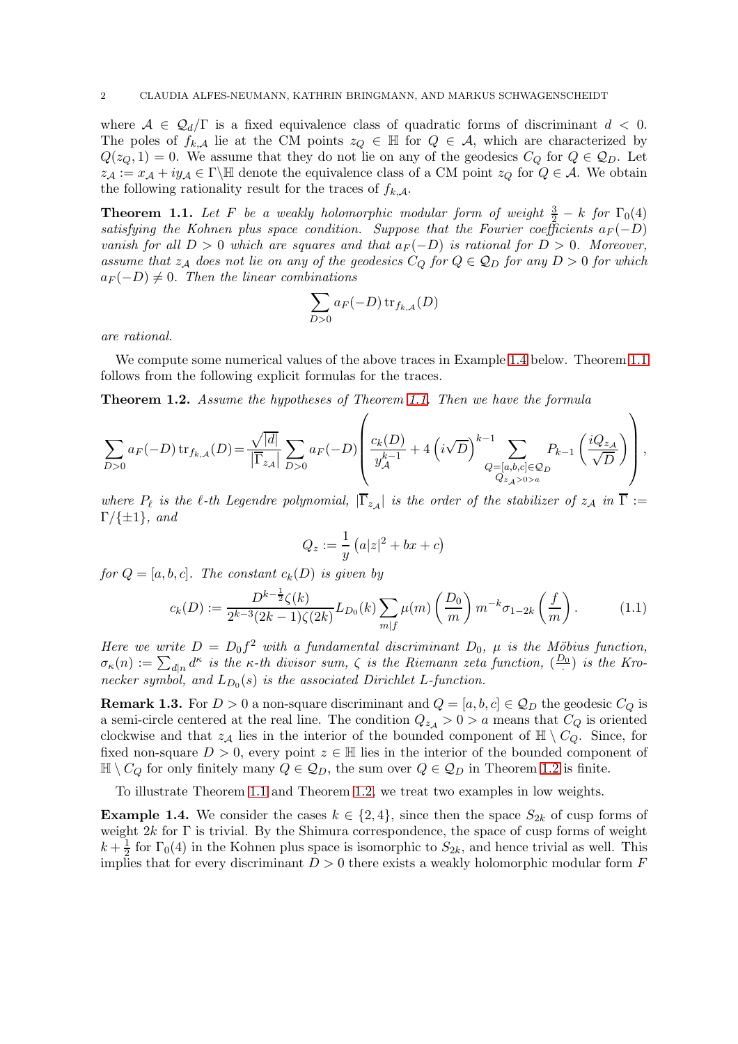where $\mathcal{A} \in \mathcal{Q}_d/\Gamma$ is a fixed equivalence class of quadratic forms of discriminant $d < 0$. The poles of $f_{k,\mathcal{A}}$ lie at the CM points $z_Q \in \mathbb{H}$ for $Q \in \mathcal{A}$, which are characterized by $Q(z_Q, 1) = 0$. We assume that they do not lie on any of the geodesics $C_Q$ for $Q \in \mathcal{Q}_D$. Let $z_{\mathcal{A}} := x_{\mathcal{A}} + iy_{\mathcal{A}} \in \Gamma\backslash\mathbb{H}$ denote the equivalence class of a CM point $z_Q$ for $Q \in \mathcal{A}$. We obtain the following rationality result for the traces of $f_{k,\mathcal{A}}$.

**Theorem 1.1.** *Let $F$ be a weakly holomorphic modular form of weight $\frac{3}{2} - k$ for $\Gamma_0(4)$ satisfying the Kohnen plus space condition. Suppose that the Fourier coefficients $a_F(-D)$ vanish for all $D > 0$ which are squares and that $a_F(-D)$ is rational for $D > 0$. Moreover, assume that $z_{\mathcal{A}}$ does not lie on any of the geodesics $C_Q$ for $Q \in \mathcal{Q}_D$ for any $D > 0$ for which $a_F(-D) \neq 0$. Then the linear combinations*

$$\sum_{D>0} a_F(-D)\,\mathrm{tr}_{f_{k,\mathcal{A}}}(D)$$

*are rational.*

We compute some numerical values of the above traces in Example 1.4 below. Theorem 1.1 follows from the following explicit formulas for the traces.

**Theorem 1.2.** *Assume the hypotheses of Theorem 1.1. Then we have the formula*

$$\sum_{D>0} a_F(-D)\,\mathrm{tr}_{f_{k,\mathcal{A}}}(D) = \frac{\sqrt{|d|}}{\left|\overline{\Gamma}_{z_{\mathcal{A}}}\right|} \sum_{D>0} a_F(-D) \left( \frac{c_k(D)}{y_{\mathcal{A}}^{k-1}} + 4\left(i\sqrt{D}\right)^{k-1} \sum_{\substack{Q=[a,b,c]\in\mathcal{Q}_D \\ Q_{z_{\mathcal{A}}}>0>a}} P_{k-1}\left(\frac{iQ_{z_{\mathcal{A}}}}{\sqrt{D}}\right) \right),$$

*where $P_\ell$ is the $\ell$-th Legendre polynomial, $|\overline{\Gamma}_{z_{\mathcal{A}}}|$ is the order of the stabilizer of $z_{\mathcal{A}}$ in $\overline{\Gamma} := \Gamma/\{\pm 1\}$, and*

$$Q_z := \frac{1}{y}\left(a|z|^2 + bx + c\right)$$

*for $Q = [a, b, c]$. The constant $c_k(D)$ is given by*

$$c_k(D) := \frac{D^{k-\frac{1}{2}}\zeta(k)}{2^{k-3}(2k-1)\zeta(2k)} L_{D_0}(k) \sum_{m|f} \mu(m) \left(\frac{D_0}{m}\right) m^{-k} \sigma_{1-2k}\left(\frac{f}{m}\right). \tag{1.1}$$

*Here we write $D = D_0 f^2$ with a fundamental discriminant $D_0$, $\mu$ is the Möbius function, $\sigma_\kappa(n) := \sum_{d|n} d^\kappa$ is the $\kappa$-th divisor sum, $\zeta$ is the Riemann zeta function, $(\frac{D_0}{\cdot})$ is the Kronecker symbol, and $L_{D_0}(s)$ is the associated Dirichlet $L$-function.*

**Remark 1.3.** For $D > 0$ a non-square discriminant and $Q = [a, b, c] \in \mathcal{Q}_D$ the geodesic $C_Q$ is a semi-circle centered at the real line. The condition $Q_{z_{\mathcal{A}}} > 0 > a$ means that $C_Q$ is oriented clockwise and that $z_{\mathcal{A}}$ lies in the interior of the bounded component of $\mathbb{H} \setminus C_Q$. Since, for fixed non-square $D > 0$, every point $z \in \mathbb{H}$ lies in the interior of the bounded component of $\mathbb{H} \setminus C_Q$ for only finitely many $Q \in \mathcal{Q}_D$, the sum over $Q \in \mathcal{Q}_D$ in Theorem 1.2 is finite.

To illustrate Theorem 1.1 and Theorem 1.2, we treat two examples in low weights.

**Example 1.4.** We consider the cases $k \in \{2, 4\}$, since then the space $S_{2k}$ of cusp forms of weight $2k$ for $\Gamma$ is trivial. By the Shimura correspondence, the space of cusp forms of weight $k + \frac{1}{2}$ for $\Gamma_0(4)$ in the Kohnen plus space is isomorphic to $S_{2k}$, and hence trivial as well. This implies that for every discriminant $D > 0$ there exists a weakly holomorphic modular form $F$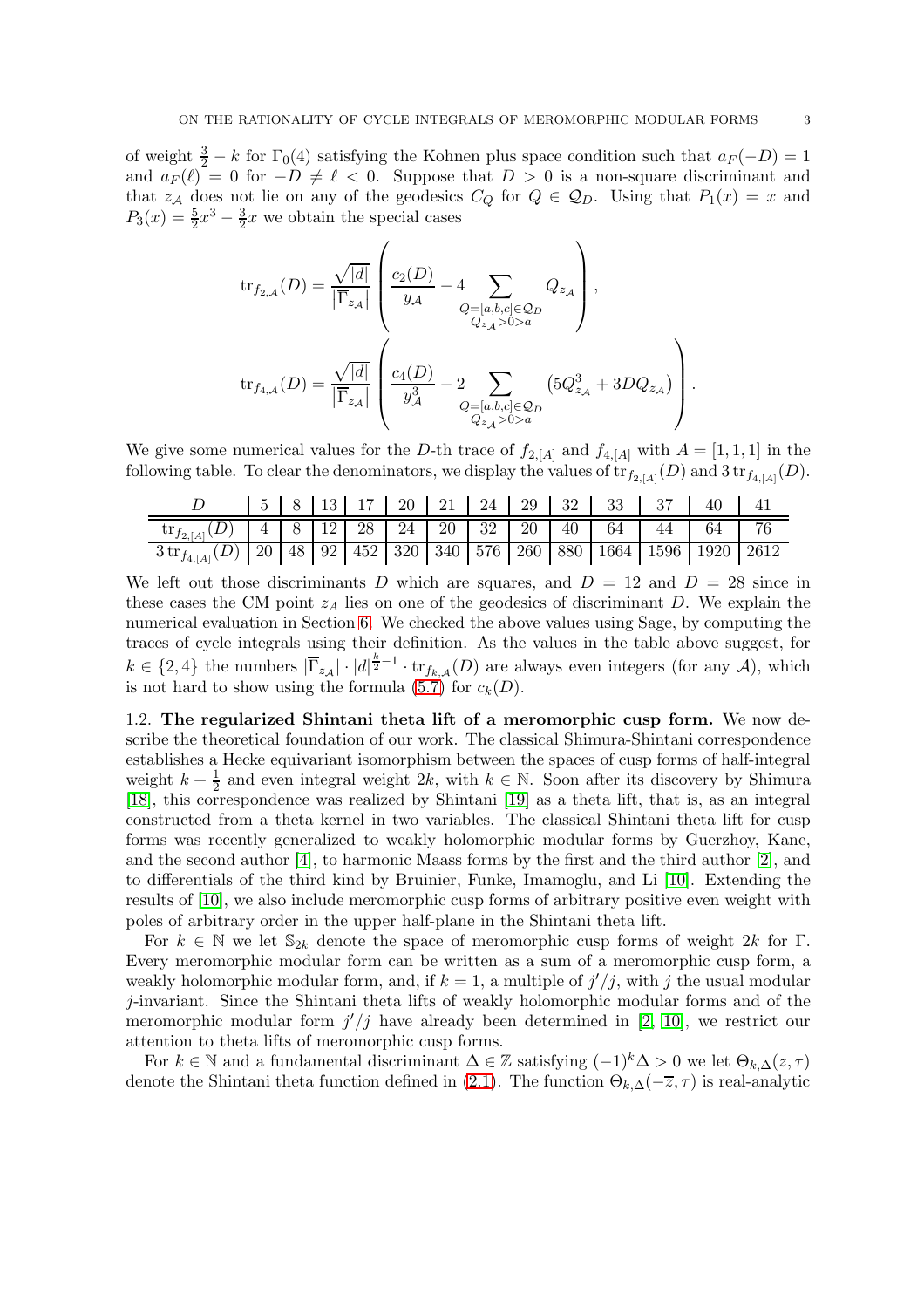of weight $\frac{3}{2} - k$ for $\Gamma_0(4)$ satisfying the Kohnen plus space condition such that $a_F(-D) = 1$ and $a_F(\ell) = 0$ for $-D \neq \ell < 0$. Suppose that $D > 0$ is a non-square discriminant and that $z_{\mathcal{A}}$ does not lie on any of the geodesics $C_Q$ for $Q \in \mathcal{Q}_D$. Using that $P_1(x) = x$ and $P_3(x) = \frac{5}{2}x^3 - \frac{3}{2}x$ we obtain the special cases

$$\mathrm{tr}_{f_{2,\mathcal{A}}}(D) = \frac{\sqrt{|d|}}{|\overline{\Gamma}_{z_{\mathcal{A}}}|}\left(\frac{c_2(D)}{y_{\mathcal{A}}} - 4\sum_{\substack{Q=[a,b,c]\in\mathcal{Q}_D \\ Q_{z_{\mathcal{A}}}>0>a}} Q_{z_{\mathcal{A}}}\right),$$

$$\mathrm{tr}_{f_{4,\mathcal{A}}}(D) = \frac{\sqrt{|d|}}{|\overline{\Gamma}_{z_{\mathcal{A}}}|}\left(\frac{c_4(D)}{y_{\mathcal{A}}^3} - 2\sum_{\substack{Q=[a,b,c]\in\mathcal{Q}_D \\ Q_{z_{\mathcal{A}}}>0>a}} \left(5Q_{z_{\mathcal{A}}}^3 + 3DQ_{z_{\mathcal{A}}}\right)\right).$$

We give some numerical values for the $D$-th trace of $f_{2,[A]}$ and $f_{4,[A]}$ with $A = [1,1,1]$ in the following table. To clear the denominators, we display the values of $\mathrm{tr}_{f_{2,[A]}}(D)$ and $3\,\mathrm{tr}_{f_{4,[A]}}(D)$.

| $D$ | 5 | 8 | 13 | 17 | 20 | 21 | 24 | 29 | 32 | 33 | 37 | 40 | 41 |
|---|---|---|---|---|---|---|---|---|---|---|---|---|---|
| $\mathrm{tr}_{f_{2,[A]}}(D)$ | 4 | 8 | 12 | 28 | 24 | 20 | 32 | 20 | 40 | 64 | 44 | 64 | 76 |
| $3\,\mathrm{tr}_{f_{4,[A]}}(D)$ | 20 | 48 | 92 | 452 | 320 | 340 | 576 | 260 | 880 | 1664 | 1596 | 1920 | 2612 |

We left out those discriminants $D$ which are squares, and $D = 12$ and $D = 28$ since in these cases the CM point $z_A$ lies on one of the geodesics of discriminant $D$. We explain the numerical evaluation in Section 6. We checked the above values using Sage, by computing the traces of cycle integrals using their definition. As the values in the table above suggest, for $k \in \{2, 4\}$ the numbers $|\overline{\Gamma}_{z_{\mathcal{A}}}| \cdot |d|^{\frac{k}{2}-1} \cdot \mathrm{tr}_{f_{k,\mathcal{A}}}(D)$ are always even integers (for any $\mathcal{A}$), which is not hard to show using the formula (5.7) for $c_k(D)$.

**1.2. The regularized Shintani theta lift of a meromorphic cusp form.** We now describe the theoretical foundation of our work. The classical Shimura-Shintani correspondence establishes a Hecke equivariant isomorphism between the spaces of cusp forms of half-integral weight $k + \frac{1}{2}$ and even integral weight $2k$, with $k \in \mathbb{N}$. Soon after its discovery by Shimura [18], this correspondence was realized by Shintani [19] as a theta lift, that is, as an integral constructed from a theta kernel in two variables. The classical Shintani theta lift for cusp forms was recently generalized to weakly holomorphic modular forms by Guerzhoy, Kane, and the second author [4], to harmonic Maass forms by the first and the third author [2], and to differentials of the third kind by Bruinier, Funke, Imamoglu, and Li [10]. Extending the results of [10], we also include meromorphic cusp forms of arbitrary positive even weight with poles of arbitrary order in the upper half-plane in the Shintani theta lift.

For $k \in \mathbb{N}$ we let $\mathbb{S}_{2k}$ denote the space of meromorphic cusp forms of weight $2k$ for $\Gamma$. Every meromorphic modular form can be written as a sum of a meromorphic cusp form, a weakly holomorphic modular form, and, if $k = 1$, a multiple of $j'/j$, with $j$ the usual modular $j$-invariant. Since the Shintani theta lifts of weakly holomorphic modular forms and of the meromorphic modular form $j'/j$ have already been determined in [2, 10], we restrict our attention to theta lifts of meromorphic cusp forms.

For $k \in \mathbb{N}$ and a fundamental discriminant $\Delta \in \mathbb{Z}$ satisfying $(-1)^k\Delta > 0$ we let $\Theta_{k,\Delta}(z,\tau)$ denote the Shintani theta function defined in (2.1). The function $\Theta_{k,\Delta}(-\overline{z},\tau)$ is real-analytic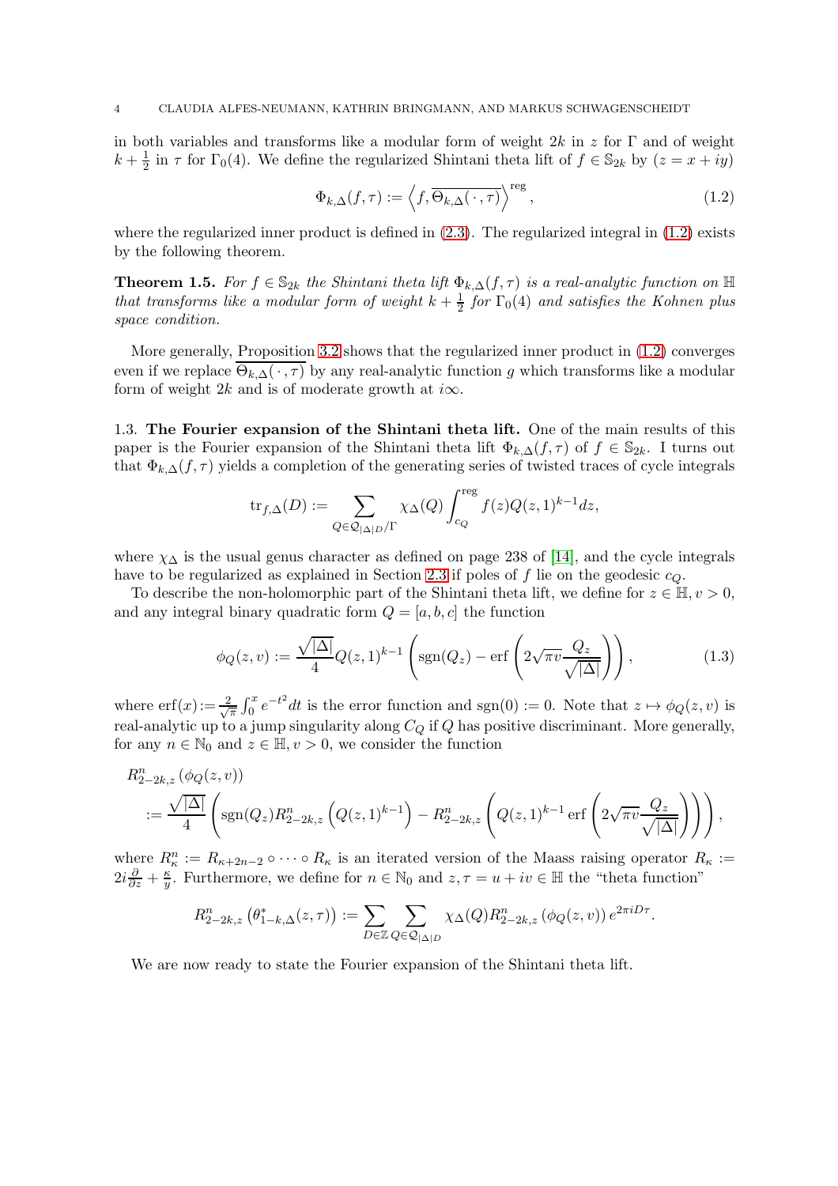in both variables and transforms like a modular form of weight $2k$ in $z$ for $\Gamma$ and of weight $k+\frac{1}{2}$ in $\tau$ for $\Gamma_0(4)$. We define the regularized Shintani theta lift of $f \in \mathbb{S}_{2k}$ by $(z = x+iy)$

$$\Phi_{k,\Delta}(f,\tau) := \left\langle f, \overline{\Theta_{k,\Delta}(\,\cdot\,,\tau)}\right\rangle^{\text{reg}}, \tag{1.2}$$

where the regularized inner product is defined in (2.3). The regularized integral in (1.2) exists by the following theorem.

**Theorem 1.5.** *For $f \in \mathbb{S}_{2k}$ the Shintani theta lift $\Phi_{k,\Delta}(f,\tau)$ is a real-analytic function on $\mathbb{H}$ that transforms like a modular form of weight $k+\frac{1}{2}$ for $\Gamma_0(4)$ and satisfies the Kohnen plus space condition.*

More generally, Proposition 3.2 shows that the regularized inner product in (1.2) converges even if we replace $\overline{\Theta_{k,\Delta}(\,\cdot\,,\tau)}$ by any real-analytic function $g$ which transforms like a modular form of weight $2k$ and is of moderate growth at $i\infty$.

## 1.3. The Fourier expansion of the Shintani theta lift.

One of the main results of this paper is the Fourier expansion of the Shintani theta lift $\Phi_{k,\Delta}(f,\tau)$ of $f \in \mathbb{S}_{2k}$. I turns out that $\Phi_{k,\Delta}(f,\tau)$ yields a completion of the generating series of twisted traces of cycle integrals

$$\operatorname{tr}_{f,\Delta}(D) := \sum_{Q\in\mathcal{Q}_{|\Delta|D}/\Gamma} \chi_\Delta(Q) \int_{c_Q}^{\text{reg}} f(z)Q(z,1)^{k-1}dz,$$

where $\chi_\Delta$ is the usual genus character as defined on page 238 of [14], and the cycle integrals have to be regularized as explained in Section 2.3 if poles of $f$ lie on the geodesic $c_Q$.

To describe the non-holomorphic part of the Shintani theta lift, we define for $z\in\mathbb{H}, v>0$, and any integral binary quadratic form $Q=[a,b,c]$ the function

$$\phi_Q(z,v) := \frac{\sqrt{|\Delta|}}{4} Q(z,1)^{k-1}\left(\operatorname{sgn}(Q_z) - \operatorname{erf}\left(2\sqrt{\pi v}\frac{Q_z}{\sqrt{|\Delta|}}\right)\right), \tag{1.3}$$

where $\operatorname{erf}(x) := \frac{2}{\sqrt{\pi}}\int_0^x e^{-t^2}dt$ is the error function and $\operatorname{sgn}(0) := 0$. Note that $z\mapsto\phi_Q(z,v)$ is real-analytic up to a jump singularity along $C_Q$ if $Q$ has positive discriminant. More generally, for any $n\in\mathbb{N}_0$ and $z\in\mathbb{H}, v>0$, we consider the function

$$\begin{aligned}
&R^n_{2-2k,z}\left(\phi_Q(z,v)\right)\\
&:= \frac{\sqrt{|\Delta|}}{4}\left(\operatorname{sgn}(Q_z)R^n_{2-2k,z}\left(Q(z,1)^{k-1}\right) - R^n_{2-2k,z}\left(Q(z,1)^{k-1}\operatorname{erf}\left(2\sqrt{\pi v}\frac{Q_z}{\sqrt{|\Delta|}}\right)\right)\right),
\end{aligned}$$

where $R^n_\kappa := R_{\kappa+2n-2}\circ\cdots\circ R_\kappa$ is an iterated version of the Maass raising operator $R_\kappa := 2i\frac{\partial}{\partial z}+\frac{\kappa}{y}$. Furthermore, we define for $n\in\mathbb{N}_0$ and $z,\tau=u+iv\in\mathbb{H}$ the "theta function"

$$R^n_{2-2k,z}\left(\theta^*_{1-k,\Delta}(z,\tau)\right) := \sum_{D\in\mathbb{Z}}\sum_{Q\in\mathcal{Q}_{|\Delta|D}} \chi_\Delta(Q) R^n_{2-2k,z}\left(\phi_Q(z,v)\right)e^{2\pi i D\tau}.$$

We are now ready to state the Fourier expansion of the Shintani theta lift.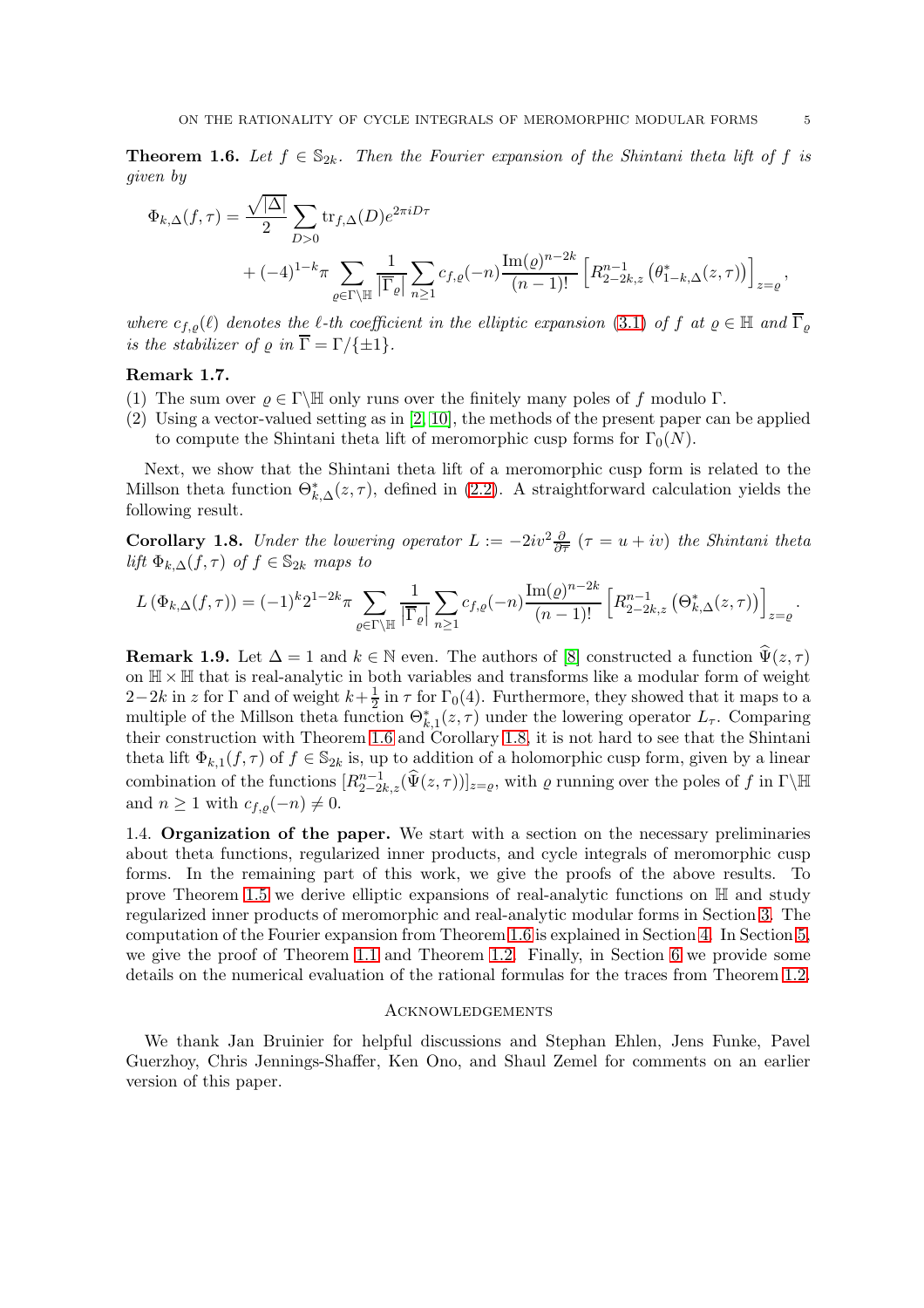**Theorem 1.6.** *Let $f \in \mathbb{S}_{2k}$. Then the Fourier expansion of the Shintani theta lift of $f$ is given by*

$$\Phi_{k,\Delta}(f,\tau) = \frac{\sqrt{|\Delta|}}{2} \sum_{D>0} \mathrm{tr}_{f,\Delta}(D) e^{2\pi i D\tau} + (-4)^{1-k}\pi \sum_{\varrho \in \Gamma\backslash\mathbb{H}} \frac{1}{\left|\overline{\Gamma}_\varrho\right|} \sum_{n\geq 1} c_{f,\varrho}(-n) \frac{\mathrm{Im}(\varrho)^{n-2k}}{(n-1)!} \left[R_{2-2k,z}^{n-1}\left(\theta_{1-k,\Delta}^*(z,\tau)\right)\right]_{z=\varrho},$$

*where $c_{f,\varrho}(\ell)$ denotes the $\ell$-th coefficient in the elliptic expansion (3.1) of $f$ at $\varrho \in \mathbb{H}$ and $\overline{\Gamma}_\varrho$ is the stabilizer of $\varrho$ in $\overline{\Gamma} = \Gamma/\{\pm 1\}$.*

**Remark 1.7.**
(1) The sum over $\varrho \in \Gamma\backslash\mathbb{H}$ only runs over the finitely many poles of $f$ modulo $\Gamma$.
(2) Using a vector-valued setting as in [2, 10], the methods of the present paper can be applied to compute the Shintani theta lift of meromorphic cusp forms for $\Gamma_0(N)$.

Next, we show that the Shintani theta lift of a meromorphic cusp form is related to the Millson theta function $\Theta_{k,\Delta}^*(z,\tau)$, defined in (2.2). A straightforward calculation yields the following result.

**Corollary 1.8.** *Under the lowering operator $L := -2iv^2\frac{\partial}{\partial\overline{\tau}}$ ($\tau = u+iv$) the Shintani theta lift $\Phi_{k,\Delta}(f,\tau)$ of $f \in \mathbb{S}_{2k}$ maps to*

$$L\left(\Phi_{k,\Delta}(f,\tau)\right) = (-1)^k 2^{1-2k}\pi \sum_{\varrho\in\Gamma\backslash\mathbb{H}} \frac{1}{\left|\overline{\Gamma}_\varrho\right|} \sum_{n\geq 1} c_{f,\varrho}(-n) \frac{\mathrm{Im}(\varrho)^{n-2k}}{(n-1)!} \left[R_{2-2k,z}^{n-1}\left(\Theta_{k,\Delta}^*(z,\tau)\right)\right]_{z=\varrho}.$$

**Remark 1.9.** Let $\Delta = 1$ and $k \in \mathbb{N}$ even. The authors of [8] constructed a function $\widehat{\Psi}(z,\tau)$ on $\mathbb{H}\times\mathbb{H}$ that is real-analytic in both variables and transforms like a modular form of weight $2-2k$ in $z$ for $\Gamma$ and of weight $k+\frac{1}{2}$ in $\tau$ for $\Gamma_0(4)$. Furthermore, they showed that it maps to a multiple of the Millson theta function $\Theta_{k,1}^*(z,\tau)$ under the lowering operator $L_\tau$. Comparing their construction with Theorem 1.6 and Corollary 1.8, it is not hard to see that the Shintani theta lift $\Phi_{k,1}(f,\tau)$ of $f \in \mathbb{S}_{2k}$ is, up to addition of a holomorphic cusp form, given by a linear combination of the functions $[R_{2-2k,z}^{n-1}(\widehat{\Psi}(z,\tau))]_{z=\varrho}$, with $\varrho$ running over the poles of $f$ in $\Gamma\backslash\mathbb{H}$ and $n \geq 1$ with $c_{f,\varrho}(-n) \neq 0$.

1.4. **Organization of the paper.** We start with a section on the necessary preliminaries about theta functions, regularized inner products, and cycle integrals of meromorphic cusp forms. In the remaining part of this work, we give the proofs of the above results. To prove Theorem 1.5 we derive elliptic expansions of real-analytic functions on $\mathbb{H}$ and study regularized inner products of meromorphic and real-analytic modular forms in Section 3. The computation of the Fourier expansion from Theorem 1.6 is explained in Section 4. In Section 5, we give the proof of Theorem 1.1 and Theorem 1.2. Finally, in Section 6 we provide some details on the numerical evaluation of the rational formulas for the traces from Theorem 1.2.

## Acknowledgements

We thank Jan Bruinier for helpful discussions and Stephan Ehlen, Jens Funke, Pavel Guerzhoy, Chris Jennings-Shaffer, Ken Ono, and Shaul Zemel for comments on an earlier version of this paper.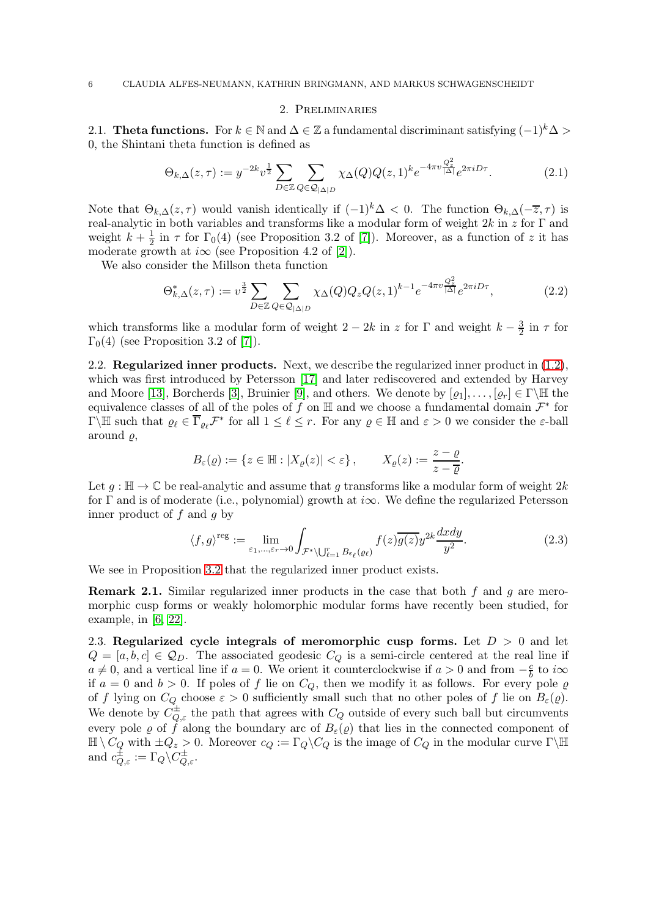## 2. Preliminaries

2.1. **Theta functions.** For $k \in \mathbb{N}$ and $\Delta \in \mathbb{Z}$ a fundamental discriminant satisfying $(-1)^k\Delta > 0$, the Shintani theta function is defined as

$$\Theta_{k,\Delta}(z,\tau) := y^{-2k} v^{\frac{1}{2}} \sum_{D\in\mathbb{Z}} \sum_{Q\in\mathcal{Q}_{|\Delta|D}} \chi_\Delta(Q) Q(z,1)^k e^{-4\pi v \frac{Q_z^2}{|\Delta|}} e^{2\pi i D\tau}. \tag{2.1}$$

Note that $\Theta_{k,\Delta}(z,\tau)$ would vanish identically if $(-1)^k\Delta < 0$. The function $\Theta_{k,\Delta}(-\overline{z},\tau)$ is real-analytic in both variables and transforms like a modular form of weight $2k$ in $z$ for $\Gamma$ and weight $k+\frac{1}{2}$ in $\tau$ for $\Gamma_0(4)$ (see Proposition 3.2 of [7]). Moreover, as a function of $z$ it has moderate growth at $i\infty$ (see Proposition 4.2 of [2]).

We also consider the Millson theta function

$$\Theta^*_{k,\Delta}(z,\tau) := v^{\frac{3}{2}} \sum_{D\in\mathbb{Z}} \sum_{Q\in\mathcal{Q}_{|\Delta|D}} \chi_\Delta(Q) Q_z Q(z,1)^{k-1} e^{-4\pi v \frac{Q_z^2}{|\Delta|}} e^{2\pi i D\tau}, \tag{2.2}$$

which transforms like a modular form of weight $2-2k$ in $z$ for $\Gamma$ and weight $k-\frac{3}{2}$ in $\tau$ for $\Gamma_0(4)$ (see Proposition 3.2 of [7]).

2.2. **Regularized inner products.** Next, we describe the regularized inner product in (1.2), which was first introduced by Petersson [17] and later rediscovered and extended by Harvey and Moore [13], Borcherds [3], Bruinier [9], and others. We denote by $[\varrho_1], \ldots, [\varrho_r] \in \Gamma\backslash\mathbb{H}$ the equivalence classes of all of the poles of $f$ on $\mathbb{H}$ and we choose a fundamental domain $\mathcal{F}^*$ for $\Gamma\backslash\mathbb{H}$ such that $\varrho_\ell \in \overline{\Gamma}_{\varrho_\ell}\mathcal{F}^*$ for all $1 \leq \ell \leq r$. For any $\varrho \in \mathbb{H}$ and $\varepsilon > 0$ we consider the $\varepsilon$-ball around $\varrho$,

$$B_\varepsilon(\varrho) := \{z \in \mathbb{H} : |X_\varrho(z)| < \varepsilon\}, \qquad X_\varrho(z) := \frac{z-\varrho}{z-\overline{\varrho}}.$$

Let $g : \mathbb{H} \to \mathbb{C}$ be real-analytic and assume that $g$ transforms like a modular form of weight $2k$ for $\Gamma$ and is of moderate (i.e., polynomial) growth at $i\infty$. We define the regularized Petersson inner product of $f$ and $g$ by

$$\langle f, g\rangle^{\mathrm{reg}} := \lim_{\varepsilon_1,\ldots,\varepsilon_r\to 0} \int_{\mathcal{F}^*\setminus\bigcup_{\ell=1}^r B_{\varepsilon_\ell}(\varrho_\ell)} f(z)\overline{g(z)} y^{2k} \frac{dxdy}{y^2}. \tag{2.3}$$

We see in Proposition 3.2 that the regularized inner product exists.

**Remark 2.1.** Similar regularized inner products in the case that both $f$ and $g$ are meromorphic cusp forms or weakly holomorphic modular forms have recently been studied, for example, in [6, 22].

2.3. **Regularized cycle integrals of meromorphic cusp forms.** Let $D > 0$ and let $Q = [a,b,c] \in \mathcal{Q}_D$. The associated geodesic $C_Q$ is a semi-circle centered at the real line if $a \neq 0$, and a vertical line if $a = 0$. We orient it counterclockwise if $a > 0$ and from $-\frac{c}{b}$ to $i\infty$ if $a = 0$ and $b > 0$. If poles of $f$ lie on $C_Q$, then we modify it as follows. For every pole $\varrho$ of $f$ lying on $C_Q$ choose $\varepsilon > 0$ sufficiently small such that no other poles of $f$ lie on $B_\varepsilon(\varrho)$. We denote by $C^{\pm}_{Q,\varepsilon}$ the path that agrees with $C_Q$ outside of every such ball but circumvents every pole $\varrho$ of $f$ along the boundary arc of $B_\varepsilon(\varrho)$ that lies in the connected component of $\mathbb{H} \setminus C_Q$ with $\pm Q_z > 0$. Moreover $c_Q := \Gamma_Q\backslash C_Q$ is the image of $C_Q$ in the modular curve $\Gamma\backslash\mathbb{H}$ and $c^{\pm}_{Q,\varepsilon} := \Gamma_Q\backslash C^{\pm}_{Q,\varepsilon}$.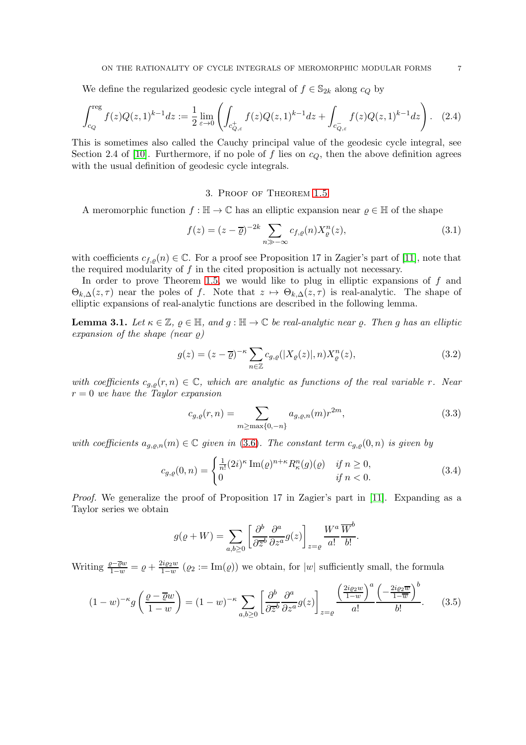We define the regularized geodesic cycle integral of $f \in \mathbb{S}_{2k}$ along $c_Q$ by

$$\int_{c_Q}^{\mathrm{reg}} f(z)Q(z,1)^{k-1}dz := \frac{1}{2}\lim_{\varepsilon\to 0}\left(\int_{c_{Q,\varepsilon}^{+}} f(z)Q(z,1)^{k-1}dz + \int_{c_{Q,\varepsilon}^{-}} f(z)Q(z,1)^{k-1}dz\right). \quad (2.4)$$

This is sometimes also called the Cauchy principal value of the geodesic cycle integral, see Section 2.4 of [10]. Furthermore, if no pole of $f$ lies on $c_Q$, then the above definition agrees with the usual definition of geodesic cycle integrals.

## 3. Proof of Theorem 1.5

A meromorphic function $f : \mathbb{H} \to \mathbb{C}$ has an elliptic expansion near $\varrho \in \mathbb{H}$ of the shape

$$f(z) = (z-\overline{\varrho})^{-2k}\sum_{n\gg-\infty} c_{f,\varrho}(n)X_\varrho^n(z), \quad (3.1)$$

with coefficients $c_{f,\varrho}(n) \in \mathbb{C}$. For a proof see Proposition 17 in Zagier's part of [11], note that the required modularity of $f$ in the cited proposition is actually not necessary.

In order to prove Theorem 1.5, we would like to plug in elliptic expansions of $f$ and $\Theta_{k,\Delta}(z,\tau)$ near the poles of $f$. Note that $z \mapsto \Theta_{k,\Delta}(z,\tau)$ is real-analytic. The shape of elliptic expansions of real-analytic functions are described in the following lemma.

**Lemma 3.1.** *Let $\kappa \in \mathbb{Z}$, $\varrho \in \mathbb{H}$, and $g : \mathbb{H} \to \mathbb{C}$ be real-analytic near $\varrho$. Then $g$ has an elliptic expansion of the shape (near $\varrho$)*

$$g(z) = (z-\overline{\varrho})^{-\kappa}\sum_{n\in\mathbb{Z}} c_{g,\varrho}(|X_\varrho(z)|, n)X_\varrho^n(z), \quad (3.2)$$

*with coefficients $c_{g,\varrho}(r,n) \in \mathbb{C}$, which are analytic as functions of the real variable $r$. Near $r = 0$ we have the Taylor expansion*

$$c_{g,\varrho}(r,n) = \sum_{m\geq\max\{0,-n\}} a_{g,\varrho,n}(m)r^{2m}, \quad (3.3)$$

*with coefficients $a_{g,\varrho,n}(m) \in \mathbb{C}$ given in (3.6). The constant term $c_{g,\varrho}(0,n)$ is given by*

$$c_{g,\varrho}(0,n) = \begin{cases} \frac{1}{n!}(2i)^\kappa \operatorname{Im}(\varrho)^{n+\kappa}R_\kappa^n(g)(\varrho) & \text{if } n \geq 0, \\ 0 & \text{if } n < 0. \end{cases} \quad (3.4)$$

*Proof.* We generalize the proof of Proposition 17 in Zagier's part in [11]. Expanding as a Taylor series we obtain

$$g(\varrho + W) = \sum_{a,b\geq 0}\left[\frac{\partial^b}{\partial\overline{z}^b}\frac{\partial^a}{\partial z^a}g(z)\right]_{z=\varrho}\frac{W^a}{a!}\frac{\overline{W}^b}{b!}.$$

Writing $\frac{\varrho-\overline{\varrho}w}{1-w} = \varrho + \frac{2i\varrho_2 w}{1-w}$ ($\varrho_2 := \operatorname{Im}(\varrho)$) we obtain, for $|w|$ sufficiently small, the formula

$$(1-w)^{-\kappa}g\left(\frac{\varrho-\overline{\varrho}w}{1-w}\right) = (1-w)^{-\kappa}\sum_{a,b\geq 0}\left[\frac{\partial^b}{\partial\overline{z}^b}\frac{\partial^a}{\partial z^a}g(z)\right]_{z=\varrho}\frac{\left(\frac{2i\varrho_2 w}{1-w}\right)^a}{a!}\frac{\left(-\frac{2i\varrho_2\overline{w}}{1-\overline{w}}\right)^b}{b!}. \quad (3.5)$$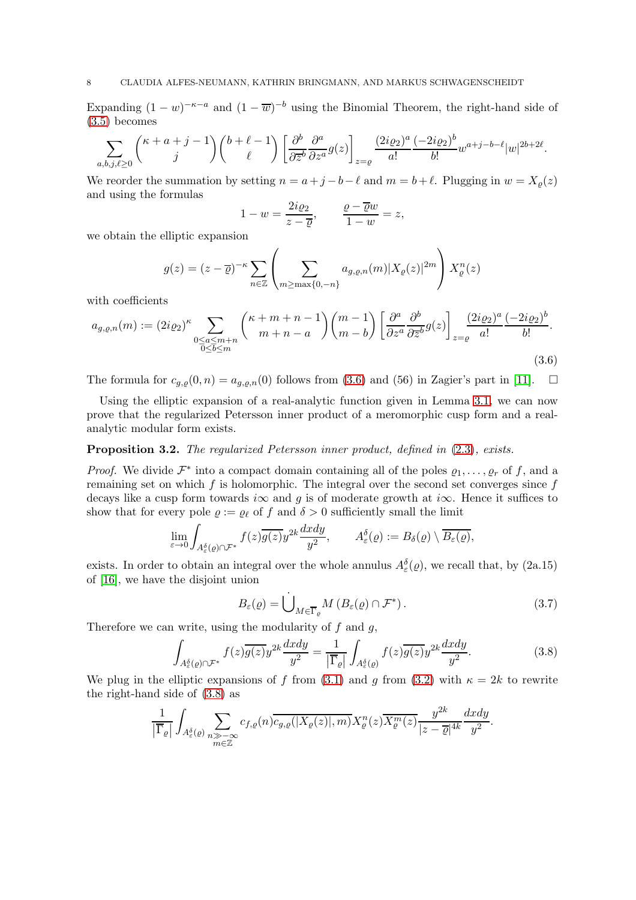Expanding $(1-w)^{-\kappa-a}$ and $(1-\overline{w})^{-b}$ using the Binomial Theorem, the right-hand side of (3.5) becomes

$$\sum_{a,b,j,\ell\geq 0}\binom{\kappa+a+j-1}{j}\binom{b+\ell-1}{\ell}\left[\frac{\partial^b}{\partial\overline{z}^b}\frac{\partial^a}{\partial z^a}g(z)\right]_{z=\varrho}\frac{(2i\varrho_2)^a}{a!}\frac{(-2i\varrho_2)^b}{b!}w^{a+j-b-\ell}|w|^{2b+2\ell}.$$

We reorder the summation by setting $n=a+j-b-\ell$ and $m=b+\ell$. Plugging in $w=X_\varrho(z)$ and using the formulas

$$1-w=\frac{2i\varrho_2}{z-\overline{\varrho}},\qquad \frac{\varrho-\overline{\varrho}w}{1-w}=z,$$

we obtain the elliptic expansion

$$g(z)=(z-\overline{\varrho})^{-\kappa}\sum_{n\in\mathbb{Z}}\left(\sum_{m\geq\max\{0,-n\}}a_{g,\varrho,n}(m)|X_\varrho(z)|^{2m}\right)X_\varrho^n(z)$$

with coefficients

$$a_{g,\varrho,n}(m):=(2i\varrho_2)^\kappa\sum_{\substack{0\leq a\leq m+n\\0\leq b\leq m}}\binom{\kappa+m+n-1}{m+n-a}\binom{m-1}{m-b}\left[\frac{\partial^a}{\partial z^a}\frac{\partial^b}{\partial\overline{z}^b}g(z)\right]_{z=\varrho}\frac{(2i\varrho_2)^a}{a!}\frac{(-2i\varrho_2)^b}{b!}.\tag{3.6}$$

The formula for $c_{g,\varrho}(0,n)=a_{g,\varrho,n}(0)$ follows from (3.6) and (56) in Zagier's part in [11]. $\square$

Using the elliptic expansion of a real-analytic function given in Lemma 3.1, we can now prove that the regularized Petersson inner product of a meromorphic cusp form and a real-analytic modular form exists.

**Proposition 3.2.** *The regularized Petersson inner product, defined in* (2.3)*, exists.*

*Proof.* We divide $\mathcal{F}^*$ into a compact domain containing all of the poles $\varrho_1,\ldots,\varrho_r$ of $f$, and a remaining set on which $f$ is holomorphic. The integral over the second set converges since $f$ decays like a cusp form towards $i\infty$ and $g$ is of moderate growth at $i\infty$. Hence it suffices to show that for every pole $\varrho:=\varrho_\ell$ of $f$ and $\delta>0$ sufficiently small the limit

$$\lim_{\varepsilon\to 0}\int_{A_\varepsilon^\delta(\varrho)\cap\mathcal{F}^*}f(z)\overline{g(z)}y^{2k}\frac{dxdy}{y^2},\qquad A_\varepsilon^\delta(\varrho):=B_\delta(\varrho)\setminus\overline{B_\varepsilon(\varrho)},$$

exists. In order to obtain an integral over the whole annulus $A_\varepsilon^\delta(\varrho)$, we recall that, by (2a.15) of [16], we have the disjoint union

$$B_\varepsilon(\varrho)=\dot{\bigcup}_{M\in\overline{\Gamma}_\varrho}M\left(B_\varepsilon(\varrho)\cap\mathcal{F}^*\right).\tag{3.7}$$

Therefore we can write, using the modularity of $f$ and $g$,

$$\int_{A_\varepsilon^\delta(\varrho)\cap\mathcal{F}^*}f(z)\overline{g(z)}y^{2k}\frac{dxdy}{y^2}=\frac{1}{|\overline{\Gamma}_\varrho|}\int_{A_\varepsilon^\delta(\varrho)}f(z)\overline{g(z)}y^{2k}\frac{dxdy}{y^2}.\tag{3.8}$$

We plug in the elliptic expansions of $f$ from (3.1) and $g$ from (3.2) with $\kappa=2k$ to rewrite the right-hand side of (3.8) as

$$\frac{1}{|\overline{\Gamma}_\varrho|}\int_{A_\varepsilon^\delta(\varrho)}\sum_{\substack{n\gg-\infty\\m\in\mathbb{Z}}}c_{f,\varrho}(n)\overline{c_{g,\varrho}(|X_\varrho(z)|,m)}X_\varrho^n(z)\overline{X_\varrho^m(z)}\frac{y^{2k}}{|z-\overline{\varrho}|^{4k}}\frac{dxdy}{y^2}.$$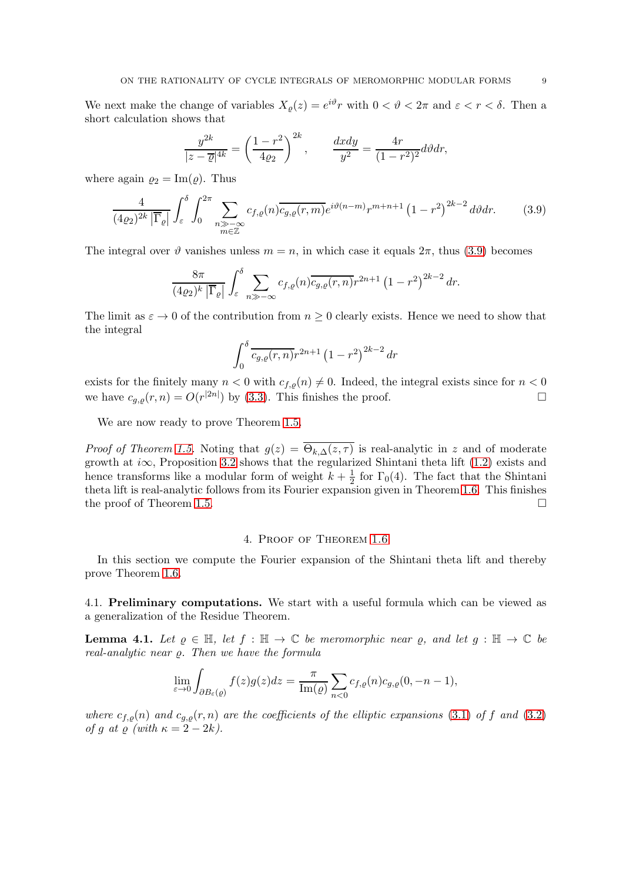We next make the change of variables $X_\varrho(z) = e^{i\vartheta} r$ with $0 < \vartheta < 2\pi$ and $\varepsilon < r < \delta$. Then a short calculation shows that

$$\frac{y^{2k}}{|z-\overline{\varrho}|^{4k}} = \left(\frac{1-r^2}{4\varrho_2}\right)^{2k}, \qquad \frac{dxdy}{y^2} = \frac{4r}{(1-r^2)^2} d\vartheta dr,$$

where again $\varrho_2 = \mathrm{Im}(\varrho)$. Thus

$$\frac{4}{(4\varrho_2)^{2k}\left|\overline{\Gamma}_\varrho\right|} \int_\varepsilon^\delta \int_0^{2\pi} \sum_{\substack{n \gg -\infty \\ m \in \mathbb{Z}}} c_{f,\varrho}(n)\overline{c_{g,\varrho}(r,m)} e^{i\vartheta(n-m)} r^{m+n+1}\left(1-r^2\right)^{2k-2} d\vartheta dr. \tag{3.9}$$

The integral over $\vartheta$ vanishes unless $m = n$, in which case it equals $2\pi$, thus (3.9) becomes

$$\frac{8\pi}{(4\varrho_2)^k\left|\overline{\Gamma}_\varrho\right|} \int_\varepsilon^\delta \sum_{n \gg -\infty} c_{f,\varrho}(n)\overline{c_{g,\varrho}(r,n)} r^{2n+1}\left(1-r^2\right)^{2k-2} dr.$$

The limit as $\varepsilon \to 0$ of the contribution from $n \geq 0$ clearly exists. Hence we need to show that the integral

$$\int_0^\delta \overline{c_{g,\varrho}(r,n)} r^{2n+1}\left(1-r^2\right)^{2k-2} dr$$

exists for the finitely many $n < 0$ with $c_{f,\varrho}(n) \neq 0$. Indeed, the integral exists since for $n < 0$ we have $c_{g,\varrho}(r,n) = O(r^{|2n|})$ by (3.3). This finishes the proof. $\square$

We are now ready to prove Theorem 1.5.

*Proof of Theorem 1.5.* Noting that $g(z) = \overline{\Theta_{k,\Delta}(z,\tau)}$ is real-analytic in $z$ and of moderate growth at $i\infty$, Proposition 3.2 shows that the regularized Shintani theta lift (1.2) exists and hence transforms like a modular form of weight $k + \frac{1}{2}$ for $\Gamma_0(4)$. The fact that the Shintani theta lift is real-analytic follows from its Fourier expansion given in Theorem 1.6. This finishes the proof of Theorem 1.5. $\square$

## 4. Proof of Theorem 1.6

In this section we compute the Fourier expansion of the Shintani theta lift and thereby prove Theorem 1.6.

### 4.1. Preliminary computations.

We start with a useful formula which can be viewed as a generalization of the Residue Theorem.

**Lemma 4.1.** *Let $\varrho \in \mathbb{H}$, let $f : \mathbb{H} \to \mathbb{C}$ be meromorphic near $\varrho$, and let $g : \mathbb{H} \to \mathbb{C}$ be real-analytic near $\varrho$. Then we have the formula*

$$\lim_{\varepsilon \to 0} \int_{\partial B_\varepsilon(\varrho)} f(z)g(z)dz = \frac{\pi}{\mathrm{Im}(\varrho)} \sum_{n<0} c_{f,\varrho}(n)c_{g,\varrho}(0,-n-1),$$

*where $c_{f,\varrho}(n)$ and $c_{g,\varrho}(r,n)$ are the coefficients of the elliptic expansions (3.1) of $f$ and (3.2) of $g$ at $\varrho$ (with $\kappa = 2-2k$).*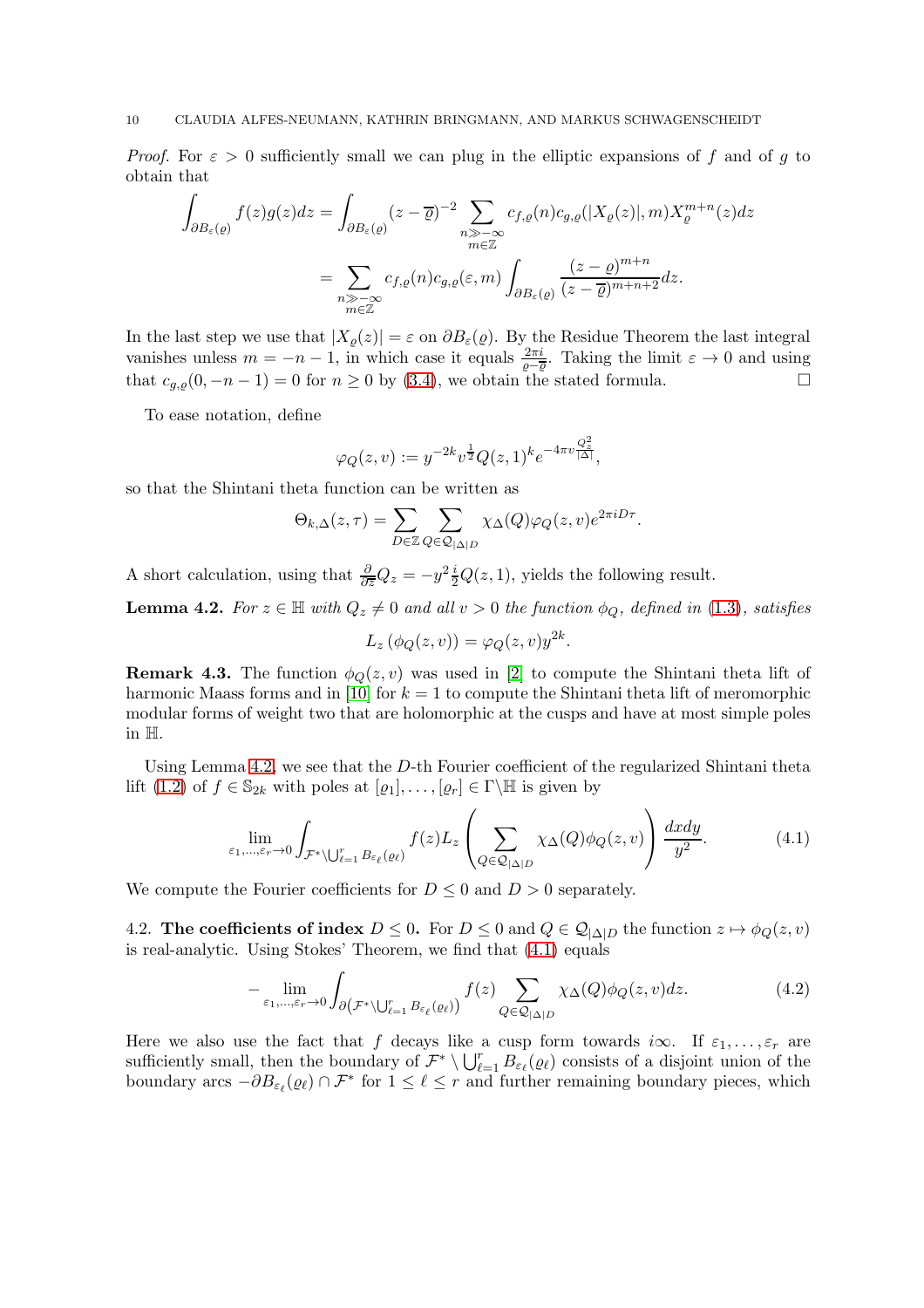*Proof.* For $\varepsilon > 0$ sufficiently small we can plug in the elliptic expansions of $f$ and of $g$ to obtain that

$$\int_{\partial B_\varepsilon(\varrho)} f(z)g(z)dz = \int_{\partial B_\varepsilon(\varrho)} (z-\overline{\varrho})^{-2} \sum_{\substack{n \gg -\infty \\ m \in \mathbb{Z}}} c_{f,\varrho}(n) c_{g,\varrho}(|X_\varrho(z)|, m) X_\varrho^{m+n}(z) dz$$

$$= \sum_{\substack{n \gg -\infty \\ m \in \mathbb{Z}}} c_{f,\varrho}(n) c_{g,\varrho}(\varepsilon, m) \int_{\partial B_\varepsilon(\varrho)} \frac{(z-\varrho)^{m+n}}{(z-\overline{\varrho})^{m+n+2}} dz.$$

In the last step we use that $|X_\varrho(z)| = \varepsilon$ on $\partial B_\varepsilon(\varrho)$. By the Residue Theorem the last integral vanishes unless $m = -n-1$, in which case it equals $\frac{2\pi i}{\varrho - \overline{\varrho}}$. Taking the limit $\varepsilon \to 0$ and using that $c_{g,\varrho}(0, -n-1) = 0$ for $n \geq 0$ by (3.4), we obtain the stated formula. $\square$

To ease notation, define

$$\varphi_Q(z,v) := y^{-2k} v^{\frac{1}{2}} Q(z,1)^k e^{-4\pi v \frac{Q_z^2}{|\Delta|}},$$

so that the Shintani theta function can be written as

$$\Theta_{k,\Delta}(z,\tau) = \sum_{D \in \mathbb{Z}} \sum_{Q \in \mathcal{Q}_{|\Delta| D}} \chi_\Delta(Q) \varphi_Q(z,v) e^{2\pi i D\tau}.$$

A short calculation, using that $\frac{\partial}{\partial \overline{z}} Q_z = -y^2 \frac{i}{2} Q(z,1)$, yields the following result.

**Lemma 4.2.** *For $z \in \mathbb{H}$ with $Q_z \neq 0$ and all $v > 0$ the function $\phi_Q$, defined in (1.3), satisfies*

$$L_z\left(\phi_Q(z,v)\right) = \varphi_Q(z,v) y^{2k}.$$

**Remark 4.3.** The function $\phi_Q(z,v)$ was used in [2] to compute the Shintani theta lift of harmonic Maass forms and in [10] for $k=1$ to compute the Shintani theta lift of meromorphic modular forms of weight two that are holomorphic at the cusps and have at most simple poles in $\mathbb{H}$.

Using Lemma 4.2, we see that the $D$-th Fourier coefficient of the regularized Shintani theta lift (1.2) of $f \in \mathbb{S}_{2k}$ with poles at $[\varrho_1], \ldots, [\varrho_r] \in \Gamma \backslash \mathbb{H}$ is given by

$$\lim_{\varepsilon_1, \ldots, \varepsilon_r \to 0} \int_{\mathcal{F}^* \setminus \bigcup_{\ell=1}^r B_{\varepsilon_\ell}(\varrho_\ell)} f(z) L_z\left( \sum_{Q \in \mathcal{Q}_{|\Delta| D}} \chi_\Delta(Q) \phi_Q(z,v) \right) \frac{dxdy}{y^2}. \tag{4.1}$$

We compute the Fourier coefficients for $D \leq 0$ and $D > 0$ separately.

4.2. **The coefficients of index $D \leq 0$.** For $D \leq 0$ and $Q \in \mathcal{Q}_{|\Delta| D}$ the function $z \mapsto \phi_Q(z,v)$ is real-analytic. Using Stokes' Theorem, we find that (4.1) equals

$$-\lim_{\varepsilon_1, \ldots, \varepsilon_r \to 0} \int_{\partial\left(\mathcal{F}^* \setminus \bigcup_{\ell=1}^r B_{\varepsilon_\ell}(\varrho_\ell)\right)} f(z) \sum_{Q \in \mathcal{Q}_{|\Delta| D}} \chi_\Delta(Q) \phi_Q(z,v) dz. \tag{4.2}$$

Here we also use the fact that $f$ decays like a cusp form towards $i\infty$. If $\varepsilon_1, \ldots, \varepsilon_r$ are sufficiently small, then the boundary of $\mathcal{F}^* \setminus \bigcup_{\ell=1}^r B_{\varepsilon_\ell}(\varrho_\ell)$ consists of a disjoint union of the boundary arcs $-\partial B_{\varepsilon_\ell}(\varrho_\ell) \cap \mathcal{F}^*$ for $1 \leq \ell \leq r$ and further remaining boundary pieces, which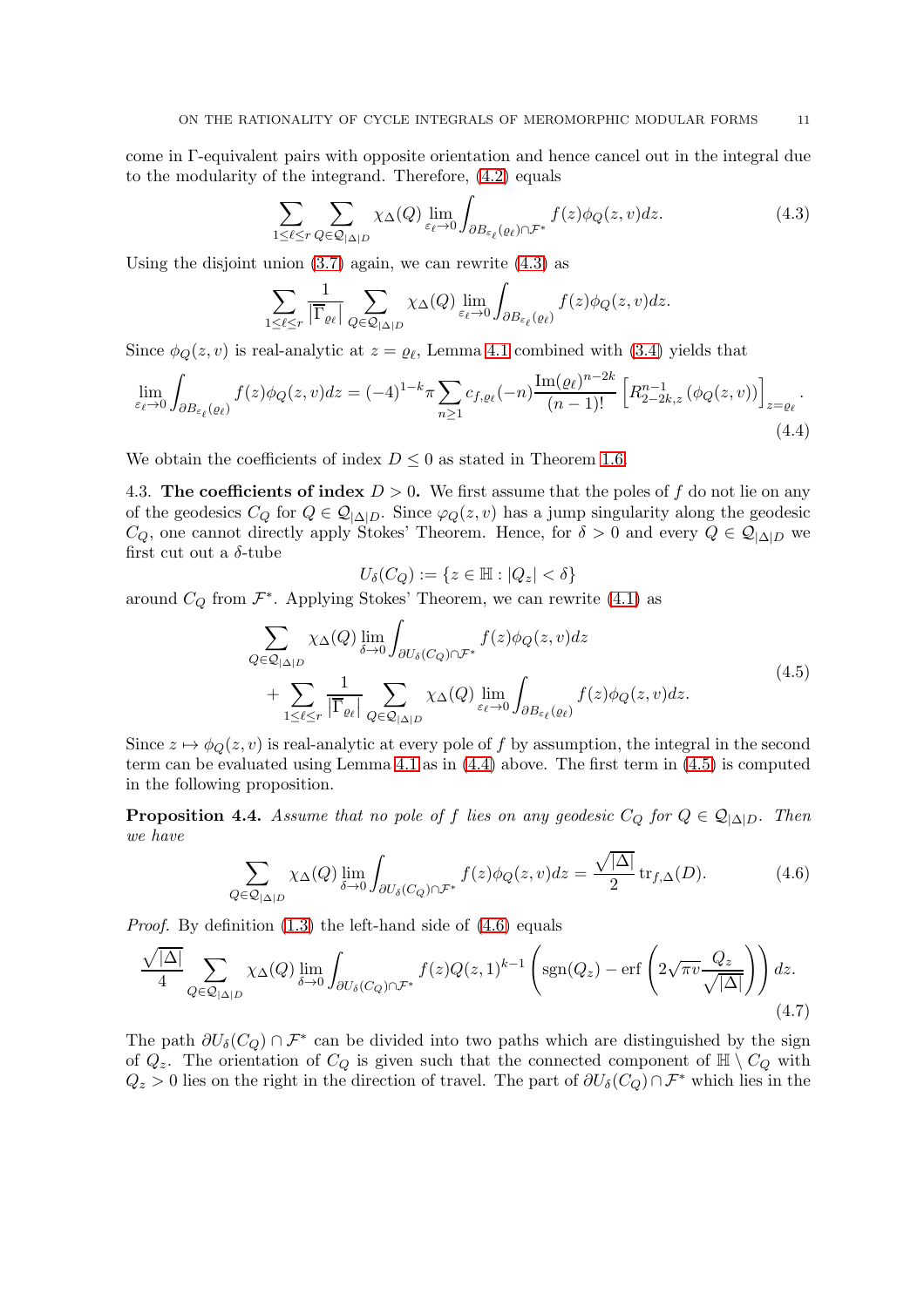come in Γ-equivalent pairs with opposite orientation and hence cancel out in the integral due to the modularity of the integrand. Therefore, (4.2) equals

$$\sum_{1\leq \ell\leq r}\sum_{Q\in\mathcal{Q}_{|\Delta|D}}\chi_\Delta(Q)\lim_{\varepsilon_\ell\to 0}\int_{\partial B_{\varepsilon_\ell}(\varrho_\ell)\cap\mathcal{F}^*} f(z)\phi_Q(z,v)dz. \tag{4.3}$$

Using the disjoint union (3.7) again, we can rewrite (4.3) as

$$\sum_{1\leq \ell\leq r}\frac{1}{|\overline{\Gamma}_{\varrho_\ell}|}\sum_{Q\in\mathcal{Q}_{|\Delta|D}}\chi_\Delta(Q)\lim_{\varepsilon_\ell\to 0}\int_{\partial B_{\varepsilon_\ell}(\varrho_\ell)} f(z)\phi_Q(z,v)dz.$$

Since $\phi_Q(z,v)$ is real-analytic at $z=\varrho_\ell$, Lemma 4.1 combined with (3.4) yields that

$$\lim_{\varepsilon_\ell\to 0}\int_{\partial B_{\varepsilon_\ell}(\varrho_\ell)} f(z)\phi_Q(z,v)dz = (-4)^{1-k}\pi\sum_{n\geq 1}c_{f,\varrho_\ell}(-n)\frac{\mathrm{Im}(\varrho_\ell)^{n-2k}}{(n-1)!}\left[R^{n-1}_{2-2k,z}\left(\phi_Q(z,v)\right)\right]_{z=\varrho_\ell}. \tag{4.4}$$

We obtain the coefficients of index $D\leq 0$ as stated in Theorem 1.6.

4.3. **The coefficients of index $D>0$.** We first assume that the poles of $f$ do not lie on any of the geodesics $C_Q$ for $Q\in\mathcal{Q}_{|\Delta|D}$. Since $\varphi_Q(z,v)$ has a jump singularity along the geodesic $C_Q$, one cannot directly apply Stokes' Theorem. Hence, for $\delta>0$ and every $Q\in\mathcal{Q}_{|\Delta|D}$ we first cut out a $\delta$-tube

$$U_\delta(C_Q):=\{z\in\mathbb{H}:|Q_z|<\delta\}$$

around $C_Q$ from $\mathcal{F}^*$. Applying Stokes' Theorem, we can rewrite (4.1) as

$$\begin{aligned}&\sum_{Q\in\mathcal{Q}_{|\Delta|D}}\chi_\Delta(Q)\lim_{\delta\to 0}\int_{\partial U_\delta(C_Q)\cap\mathcal{F}^*} f(z)\phi_Q(z,v)dz\\ &\quad+\sum_{1\leq \ell\leq r}\frac{1}{|\overline{\Gamma}_{\varrho_\ell}|}\sum_{Q\in\mathcal{Q}_{|\Delta|D}}\chi_\Delta(Q)\lim_{\varepsilon_\ell\to 0}\int_{\partial B_{\varepsilon_\ell}(\varrho_\ell)} f(z)\phi_Q(z,v)dz.\end{aligned}\tag{4.5}$$

Since $z\mapsto\phi_Q(z,v)$ is real-analytic at every pole of $f$ by assumption, the integral in the second term can be evaluated using Lemma 4.1 as in (4.4) above. The first term in (4.5) is computed in the following proposition.

**Proposition 4.4.** *Assume that no pole of $f$ lies on any geodesic $C_Q$ for $Q\in\mathcal{Q}_{|\Delta|D}$. Then we have*

$$\sum_{Q\in\mathcal{Q}_{|\Delta|D}}\chi_\Delta(Q)\lim_{\delta\to 0}\int_{\partial U_\delta(C_Q)\cap\mathcal{F}^*} f(z)\phi_Q(z,v)dz=\frac{\sqrt{|\Delta|}}{2}\operatorname{tr}_{f,\Delta}(D). \tag{4.6}$$

*Proof.* By definition (1.3) the left-hand side of (4.6) equals

$$\frac{\sqrt{|\Delta|}}{4}\sum_{Q\in\mathcal{Q}_{|\Delta|D}}\chi_\Delta(Q)\lim_{\delta\to 0}\int_{\partial U_\delta(C_Q)\cap\mathcal{F}^*} f(z)Q(z,1)^{k-1}\left(\operatorname{sgn}(Q_z)-\operatorname{erf}\left(2\sqrt{\pi v}\frac{Q_z}{\sqrt{|\Delta|}}\right)\right)dz. \tag{4.7}$$

The path $\partial U_\delta(C_Q)\cap\mathcal{F}^*$ can be divided into two paths which are distinguished by the sign of $Q_z$. The orientation of $C_Q$ is given such that the connected component of $\mathbb{H}\setminus C_Q$ with $Q_z>0$ lies on the right in the direction of travel. The part of $\partial U_\delta(C_Q)\cap\mathcal{F}^*$ which lies in the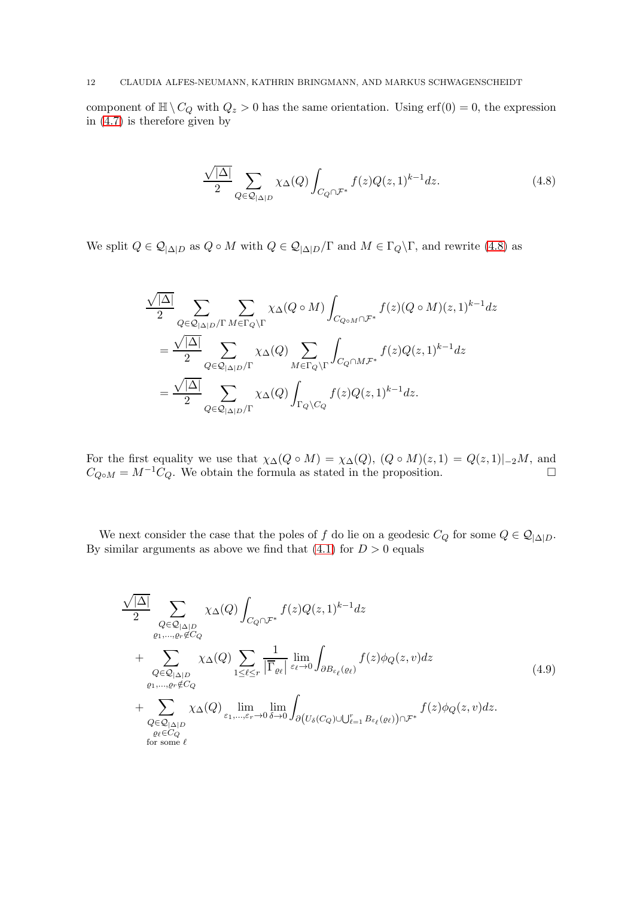component of $\mathbb{H} \setminus C_Q$ with $Q_z > 0$ has the same orientation. Using $\operatorname{erf}(0) = 0$, the expression in (4.7) is therefore given by

$$\frac{\sqrt{|\Delta|}}{2} \sum_{Q \in \mathcal{Q}_{|\Delta|D}} \chi_\Delta(Q) \int_{C_Q \cap \mathcal{F}^*} f(z) Q(z,1)^{k-1} dz. \tag{4.8}$$

We split $Q \in \mathcal{Q}_{|\Delta|D}$ as $Q \circ M$ with $Q \in \mathcal{Q}_{|\Delta|D}/\Gamma$ and $M \in \Gamma_Q \backslash \Gamma$, and rewrite (4.8) as

$$\begin{aligned}
&\frac{\sqrt{|\Delta|}}{2} \sum_{Q \in \mathcal{Q}_{|\Delta|D}/\Gamma} \sum_{M \in \Gamma_Q \backslash \Gamma} \chi_\Delta(Q \circ M) \int_{C_{Q \circ M} \cap \mathcal{F}^*} f(z) (Q \circ M)(z,1)^{k-1} dz \\
&= \frac{\sqrt{|\Delta|}}{2} \sum_{Q \in \mathcal{Q}_{|\Delta|D}/\Gamma} \chi_\Delta(Q) \sum_{M \in \Gamma_Q \backslash \Gamma} \int_{C_Q \cap M\mathcal{F}^*} f(z) Q(z,1)^{k-1} dz \\
&= \frac{\sqrt{|\Delta|}}{2} \sum_{Q \in \mathcal{Q}_{|\Delta|D}/\Gamma} \chi_\Delta(Q) \int_{\Gamma_Q \backslash C_Q} f(z) Q(z,1)^{k-1} dz.
\end{aligned}$$

For the first equality we use that $\chi_\Delta(Q \circ M) = \chi_\Delta(Q)$, $(Q \circ M)(z,1) = Q(z,1)|_{-2}M$, and $C_{Q \circ M} = M^{-1} C_Q$. We obtain the formula as stated in the proposition. $\square$

We next consider the case that the poles of $f$ do lie on a geodesic $C_Q$ for some $Q \in \mathcal{Q}_{|\Delta|D}$. By similar arguments as above we find that (4.1) for $D > 0$ equals

$$\begin{aligned}
&\frac{\sqrt{|\Delta|}}{2} \sum_{\substack{Q \in \mathcal{Q}_{|\Delta|D} \\ \varrho_1, \ldots, \varrho_r \notin C_Q}} \chi_\Delta(Q) \int_{C_Q \cap \mathcal{F}^*} f(z) Q(z,1)^{k-1} dz \\
&+ \sum_{\substack{Q \in \mathcal{Q}_{|\Delta|D} \\ \varrho_1, \ldots, \varrho_r \notin C_Q}} \chi_\Delta(Q) \sum_{1 \leq \ell \leq r} \frac{1}{\left|\overline{\Gamma}_{\varrho_\ell}\right|} \lim_{\varepsilon_\ell \to 0} \int_{\partial B_{\varepsilon_\ell}(\varrho_\ell)} f(z) \phi_Q(z,v) dz \\
&+ \sum_{\substack{Q \in \mathcal{Q}_{|\Delta|D} \\ \varrho_\ell \in C_Q \\ \text{for some } \ell}} \chi_\Delta(Q) \lim_{\varepsilon_1, \ldots, \varepsilon_r \to 0} \lim_{\delta \to 0} \int_{\partial\left(U_\delta(C_Q) \cup \bigcup_{\ell=1}^r B_{\varepsilon_\ell}(\varrho_\ell)\right) \cap \mathcal{F}^*} f(z) \phi_Q(z,v) dz.
\end{aligned} \tag{4.9}$$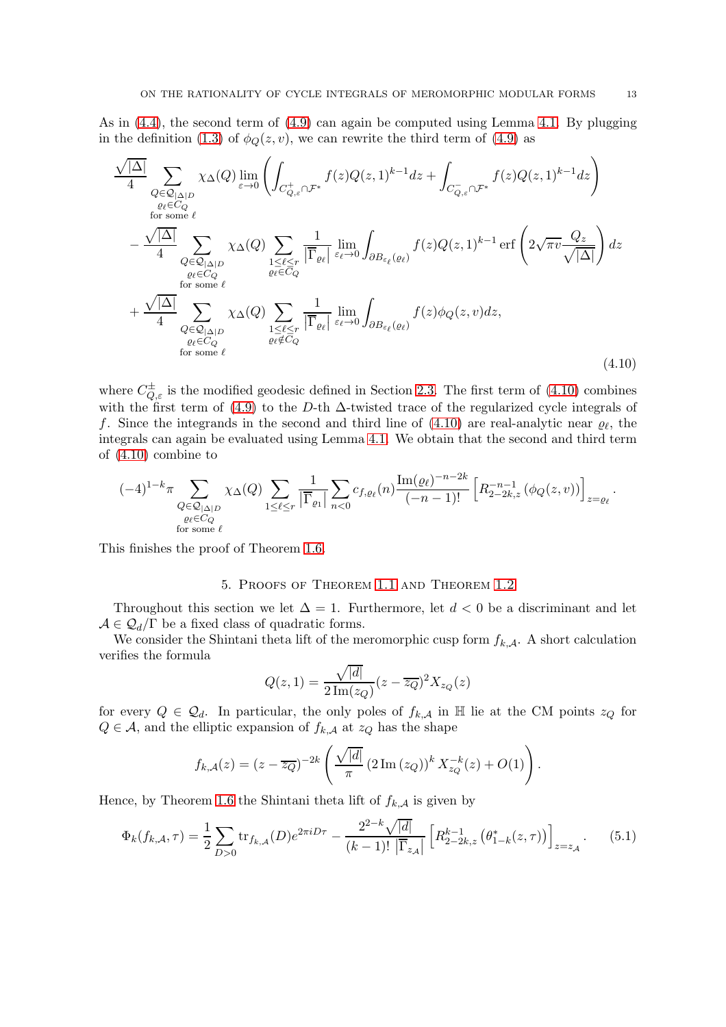As in (4.4), the second term of (4.9) can again be computed using Lemma 4.1. By plugging in the definition (1.3) of $\phi_Q(z,v)$, we can rewrite the third term of (4.9) as

$$
\begin{aligned}
&\frac{\sqrt{|\Delta|}}{4} \sum_{\substack{Q\in\mathcal{Q}_{|\Delta|D} \\ \varrho_\ell \in C_Q \\ \text{for some } \ell}} \chi_\Delta(Q) \lim_{\varepsilon\to 0}\left(\int_{C_{Q,\varepsilon}^+ \cap \mathcal{F}^*} f(z) Q(z,1)^{k-1} dz + \int_{C_{Q,\varepsilon}^- \cap \mathcal{F}^*} f(z) Q(z,1)^{k-1} dz\right) \\
&- \frac{\sqrt{|\Delta|}}{4} \sum_{\substack{Q\in\mathcal{Q}_{|\Delta|D} \\ \varrho_\ell \in C_Q \\ \text{for some } \ell}} \chi_\Delta(Q) \sum_{\substack{1\leq \ell\leq r \\ \varrho_\ell \in C_Q}} \frac{1}{\left|\overline{\Gamma}_{\varrho_\ell}\right|} \lim_{\varepsilon_\ell\to 0} \int_{\partial B_{\varepsilon_\ell}(\varrho_\ell)} f(z) Q(z,1)^{k-1} \operatorname{erf}\left(2\sqrt{\pi v}\frac{Q_z}{\sqrt{|\Delta|}}\right) dz \\
&+ \frac{\sqrt{|\Delta|}}{4} \sum_{\substack{Q\in\mathcal{Q}_{|\Delta|D} \\ \varrho_\ell \in C_Q \\ \text{for some } \ell}} \chi_\Delta(Q) \sum_{\substack{1\leq \ell\leq r \\ \varrho_\ell \notin C_Q}} \frac{1}{\left|\overline{\Gamma}_{\varrho_\ell}\right|} \lim_{\varepsilon_\ell\to 0} \int_{\partial B_{\varepsilon_\ell}(\varrho_\ell)} f(z) \phi_Q(z,v) dz,
\end{aligned}
\tag{4.10}
$$

where $C_{Q,\varepsilon}^{\pm}$ is the modified geodesic defined in Section 2.3. The first term of (4.10) combines with the first term of (4.9) to the $D$-th $\Delta$-twisted trace of the regularized cycle integrals of $f$. Since the integrands in the second and third line of (4.10) are real-analytic near $\varrho_\ell$, the integrals can again be evaluated using Lemma 4.1. We obtain that the second and third term of (4.10) combine to

$$
(-4)^{1-k}\pi \sum_{\substack{Q\in\mathcal{Q}_{|\Delta|D} \\ \varrho_\ell \in C_Q \\ \text{for some } \ell}} \chi_\Delta(Q) \sum_{1\leq \ell\leq r} \frac{1}{\left|\overline{\Gamma}_{\varrho_1}\right|} \sum_{n<0} c_{f,\varrho_\ell}(n) \frac{\operatorname{Im}(\varrho_\ell)^{-n-2k}}{(-n-1)!} \left[R_{2-2k,z}^{-n-1}\left(\phi_Q(z,v)\right)\right]_{z=\varrho_\ell}.
$$

This finishes the proof of Theorem 1.6.

## 5. Proofs of Theorem 1.1 and Theorem 1.2

Throughout this section we let $\Delta = 1$. Furthermore, let $d<0$ be a discriminant and let $\mathcal{A} \in \mathcal{Q}_d/\Gamma$ be a fixed class of quadratic forms.

We consider the Shintani theta lift of the meromorphic cusp form $f_{k,\mathcal{A}}$. A short calculation verifies the formula

$$
Q(z,1) = \frac{\sqrt{|d|}}{2\operatorname{Im}(z_Q)}(z-\overline{z_Q})^2 X_{z_Q}(z)
$$

for every $Q \in \mathcal{Q}_d$. In particular, the only poles of $f_{k,\mathcal{A}}$ in $\mathbb{H}$ lie at the CM points $z_Q$ for $Q\in\mathcal{A}$, and the elliptic expansion of $f_{k,\mathcal{A}}$ at $z_Q$ has the shape

$$
f_{k,\mathcal{A}}(z) = (z-\overline{z_Q})^{-2k}\left(\frac{\sqrt{|d|}}{\pi}\left(2\operatorname{Im}(z_Q)\right)^k X_{z_Q}^{-k}(z) + O(1)\right).
$$

Hence, by Theorem 1.6 the Shintani theta lift of $f_{k,\mathcal{A}}$ is given by

$$
\Phi_k(f_{k,\mathcal{A}},\tau) = \frac{1}{2}\sum_{D>0} \operatorname{tr}_{f_{k,\mathcal{A}}}(D) e^{2\pi i D\tau} - \frac{2^{2-k}\sqrt{|d|}}{(k-1)!\left|\overline{\Gamma}_{z_\mathcal{A}}\right|}\left[R_{2-2k,z}^{k-1}\left(\theta_{1-k}^*(z,\tau)\right)\right]_{z=z_\mathcal{A}}. \tag{5.1}
$$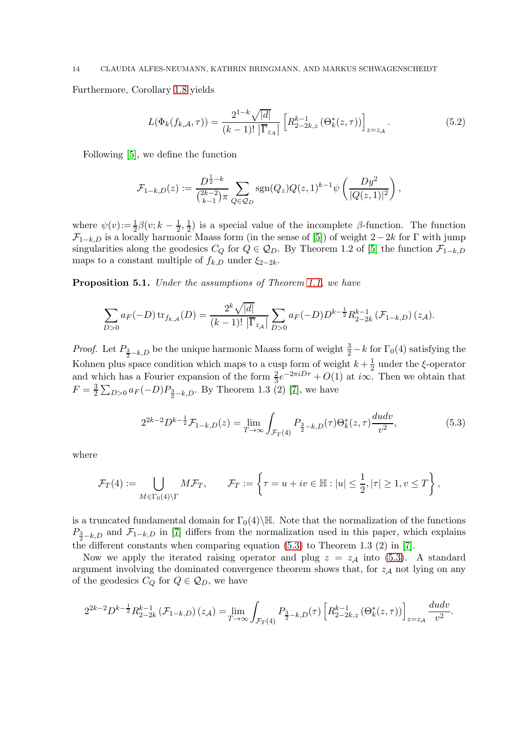Furthermore, Corollary 1.8 yields

$$L(\Phi_k(f_{k,\mathcal{A}},\tau)) = \frac{2^{1-k}\sqrt{|d|}}{(k-1)!\,\left|\overline{\Gamma}_{z_\mathcal{A}}\right|}\left[R_{2-2k,z}^{k-1}\left(\Theta_k^*(z,\tau)\right)\right]_{z=z_\mathcal{A}}. \tag{5.2}$$

Following [5], we define the function

$$\mathcal{F}_{1-k,D}(z) := \frac{D^{\frac{1}{2}-k}}{\binom{2k-2}{k-1}\pi}\sum_{Q\in\mathcal{Q}_D}\operatorname{sgn}(Q_z)Q(z,1)^{k-1}\psi\left(\frac{Dy^2}{|Q(z,1)|^2}\right),$$

where $\psi(v) := \frac{1}{2}\beta(v; k-\frac{1}{2},\frac{1}{2})$ is a special value of the incomplete $\beta$-function. The function $\mathcal{F}_{1-k,D}$ is a locally harmonic Maass form (in the sense of [5]) of weight $2-2k$ for $\Gamma$ with jump singularities along the geodesics $C_Q$ for $Q\in\mathcal{Q}_D$. By Theorem 1.2 of [5] the function $\mathcal{F}_{1-k,D}$ maps to a constant multiple of $f_{k,D}$ under $\xi_{2-2k}$.

**Proposition 5.1.** *Under the assumptions of Theorem 1.1, we have*

$$\sum_{D>0} a_F(-D)\operatorname{tr}_{f_{k,\mathcal{A}}}(D) = \frac{2^k\sqrt{|d|}}{(k-1)!\,\left|\overline{\Gamma}_{z_\mathcal{A}}\right|}\sum_{D>0}a_F(-D)D^{k-\frac{1}{2}}R_{2-2k}^{k-1}\left(\mathcal{F}_{1-k,D}\right)(z_\mathcal{A}).$$

*Proof.* Let $P_{\frac{3}{2}-k,D}$ be the unique harmonic Maass form of weight $\frac{3}{2}-k$ for $\Gamma_0(4)$ satisfying the Kohnen plus space condition which maps to a cusp form of weight $k+\frac{1}{2}$ under the $\xi$-operator and which has a Fourier expansion of the form $\frac{2}{3}e^{-2\pi iD\tau}+O(1)$ at $i\infty$. Then we obtain that $F = \frac{3}{2}\sum_{D>0}a_F(-D)P_{\frac{3}{2}-k,D}$. By Theorem 1.3 (2) [7], we have

$$2^{2k-2}D^{k-\frac{1}{2}}\mathcal{F}_{1-k,D}(z) = \lim_{T\to\infty}\int_{\mathcal{F}_T(4)}P_{\frac{3}{2}-k,D}(\tau)\Theta_k^*(z,\tau)\frac{dudv}{v^2}, \tag{5.3}$$

where

$$\mathcal{F}_T(4) := \bigcup_{M\in\Gamma_0(4)\backslash\Gamma}M\mathcal{F}_T, \qquad \mathcal{F}_T := \left\{\tau = u+iv\in\mathbb{H} : |u|\leq\frac{1}{2}, |\tau|\geq 1, v\leq T\right\},$$

is a truncated fundamental domain for $\Gamma_0(4)\backslash\mathbb{H}$. Note that the normalization of the functions $P_{\frac{3}{2}-k,D}$ and $\mathcal{F}_{1-k,D}$ in [7] differs from the normalization used in this paper, which explains the different constants when comparing equation (5.3) to Theorem 1.3 (2) in [7].

Now we apply the iterated raising operator and plug $z = z_\mathcal{A}$ into (5.3). A standard argument involving the dominated convergence theorem shows that, for $z_\mathcal{A}$ not lying on any of the geodesics $C_Q$ for $Q\in\mathcal{Q}_D$, we have

$$2^{2k-2}D^{k-\frac{1}{2}}R_{2-2k}^{k-1}\left(\mathcal{F}_{1-k,D}\right)(z_\mathcal{A}) = \lim_{T\to\infty}\int_{\mathcal{F}_T(4)}P_{\frac{3}{2}-k,D}(\tau)\left[R_{2-2k,z}^{k-1}\left(\Theta_k^*(z,\tau)\right)\right]_{z=z_\mathcal{A}}\frac{dudv}{v^2}.$$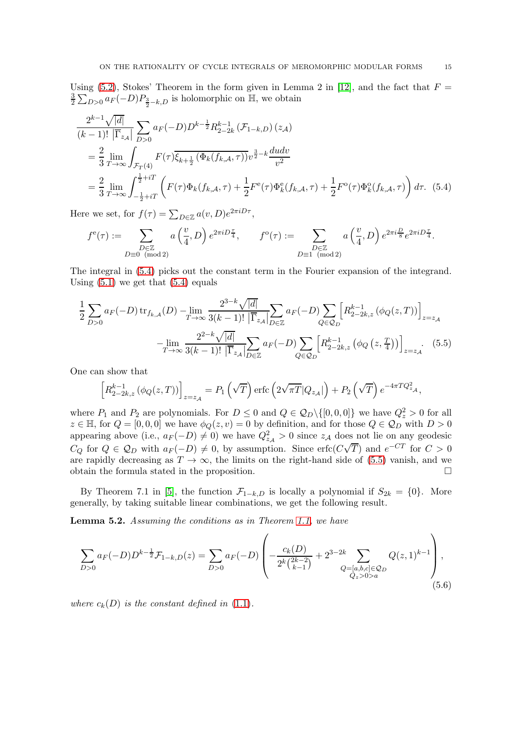Using (5.2), Stokes' Theorem in the form given in Lemma 2 in [12], and the fact that $F = \frac{3}{2}\sum_{D>0} a_F(-D) P_{\frac{3}{2}-k,D}$ is holomorphic on $\mathbb{H}$, we obtain

$$
\begin{aligned}
&\frac{2^{k-1}\sqrt{|d|}}{(k-1)!\,\left|\overline{\Gamma}_{z_\mathcal{A}}\right|}\sum_{D>0} a_F(-D) D^{k-\frac{1}{2}} R_{2-2k}^{k-1}\left(\mathcal{F}_{1-k,D}\right)(z_\mathcal{A}) \\
&\quad= \frac{2}{3}\lim_{T\to\infty}\int_{\mathcal{F}_T(4)} F(\tau)\overline{\xi_{k+\frac{1}{2}}\left(\Phi_k(f_{k,\mathcal{A}},\tau)\right)} v^{\frac{3}{2}-k}\frac{du dv}{v^2} \\
&\quad= \frac{2}{3}\lim_{T\to\infty}\int_{-\frac{1}{2}+iT}^{\frac{1}{2}+iT}\left(F(\tau)\Phi_k(f_{k,\mathcal{A}},\tau) + \frac{1}{2}F^{\mathrm{e}}(\tau)\Phi_k^{\mathrm{e}}(f_{k,\mathcal{A}},\tau) + \frac{1}{2}F^{\mathrm{o}}(\tau)\Phi_k^{\mathrm{o}}(f_{k,\mathcal{A}},\tau)\right)d\tau. \quad (5.4)
\end{aligned}
$$

Here we set, for $f(\tau) = \sum_{D\in\mathbb{Z}} a(v,D) e^{2\pi i D\tau}$,

$$
f^{\mathrm{e}}(\tau) := \sum_{\substack{D\in\mathbb{Z}\\ D\equiv 0 \pmod 2}} a\left(\frac{v}{4},D\right)e^{2\pi i D\frac{\tau}{4}}, \qquad f^{\mathrm{o}}(\tau) := \sum_{\substack{D\in\mathbb{Z}\\ D\equiv 1 \pmod 2}} a\left(\frac{v}{4},D\right)e^{2\pi i\frac{D}{8}}e^{2\pi i D\frac{\tau}{4}}.
$$

The integral in (5.4) picks out the constant term in the Fourier expansion of the integrand. Using (5.1) we get that (5.4) equals

$$
\begin{aligned}
&\frac{1}{2}\sum_{D>0} a_F(-D)\operatorname{tr}_{f_{k,\mathcal{A}}}(D) - \lim_{T\to\infty}\frac{2^{3-k}\sqrt{|d|}}{3(k-1)!\,\left|\overline{\Gamma}_{z_\mathcal{A}}\right|}\sum_{D\in\mathbb{Z}} a_F(-D)\sum_{Q\in\mathcal{Q}_D}\left[R_{2-2k,z}^{k-1}\left(\phi_Q(z,T)\right)\right]_{z=z_\mathcal{A}} \\
&\qquad - \lim_{T\to\infty}\frac{2^{2-k}\sqrt{|d|}}{3(k-1)!\,\left|\overline{\Gamma}_{z_\mathcal{A}}\right|}\sum_{D\in\mathbb{Z}} a_F(-D)\sum_{Q\in\mathcal{Q}_D}\left[R_{2-2k,z}^{k-1}\left(\phi_Q\left(z,\tfrac{T}{4}\right)\right)\right]_{z=z_\mathcal{A}}. \quad (5.5)
\end{aligned}
$$

One can show that

$$
\left[R_{2-2k,z}^{k-1}\left(\phi_Q(z,T)\right)\right]_{z=z_\mathcal{A}} = P_1\left(\sqrt{T}\right)\operatorname{erfc}\left(2\sqrt{\pi T}|Q_{z_\mathcal{A}}|\right) + P_2\left(\sqrt{T}\right)e^{-4\pi T Q_{z_\mathcal{A}}^2},
$$

where $P_1$ and $P_2$ are polynomials. For $D \le 0$ and $Q \in \mathcal{Q}_D\backslash\{[0,0,0]\}$ we have $Q_z^2 > 0$ for all $z \in \mathbb{H}$, for $Q = [0,0,0]$ we have $\phi_Q(z,v) = 0$ by definition, and for those $Q \in \mathcal{Q}_D$ with $D > 0$ appearing above (i.e., $a_F(-D) \neq 0$) we have $Q_{z_\mathcal{A}}^2 > 0$ since $z_\mathcal{A}$ does not lie on any geodesic $C_Q$ for $Q \in \mathcal{Q}_D$ with $a_F(-D) \neq 0$, by assumption. Since $\operatorname{erfc}(C\sqrt{T})$ and $e^{-CT}$ for $C > 0$ are rapidly decreasing as $T \to \infty$, the limits on the right-hand side of (5.5) vanish, and we obtain the formula stated in the proposition. $\square$

By Theorem 7.1 in [5], the function $\mathcal{F}_{1-k,D}$ is locally a polynomial if $S_{2k} = \{0\}$. More generally, by taking suitable linear combinations, we get the following result.

**Lemma 5.2.** *Assuming the conditions as in Theorem 1.1, we have*

$$
\sum_{D>0} a_F(-D) D^{k-\frac{1}{2}}\mathcal{F}_{1-k,D}(z) = \sum_{D>0} a_F(-D)\left(-\frac{c_k(D)}{2^k\binom{2k-2}{k-1}} + 2^{3-2k}\sum_{\substack{Q=[a,b,c]\in\mathcal{Q}_D\\ Q_z>0>a}} Q(z,1)^{k-1}\right), \quad (5.6)
$$

*where $c_k(D)$ is the constant defined in* (1.1).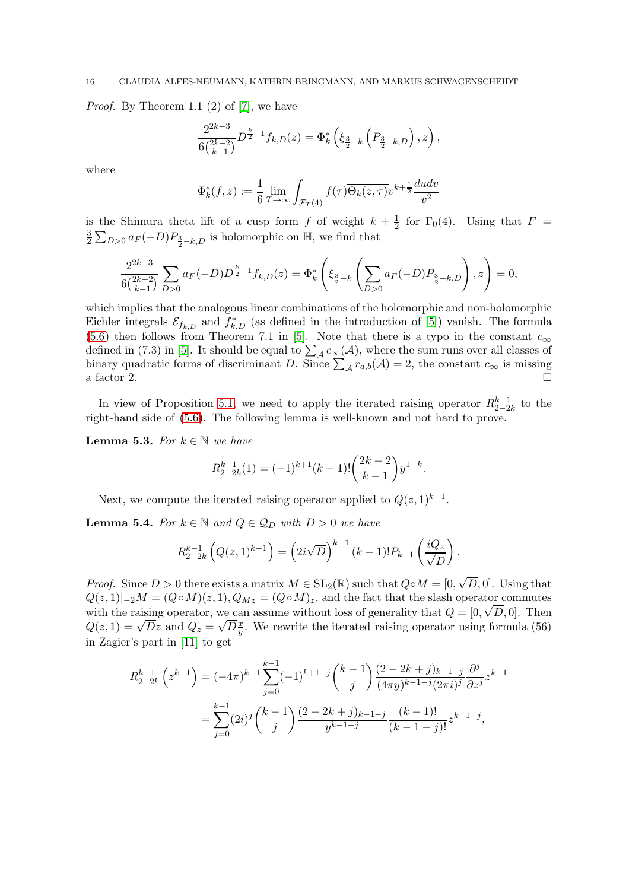*Proof.* By Theorem 1.1 (2) of [7], we have

$$\frac{2^{2k-3}}{6\binom{2k-2}{k-1}} D^{\frac{k}{2}-1} f_{k,D}(z) = \Phi_k^*\left(\xi_{\frac{3}{2}-k}\left(P_{\frac{3}{2}-k,D}\right), z\right),$$

where

$$\Phi_k^*(f,z) := \frac{1}{6}\lim_{T\to\infty}\int_{\mathcal{F}_T(4)} f(\tau)\overline{\Theta_k(z,\tau)} v^{k+\frac{1}{2}}\frac{dudv}{v^2}$$

is the Shimura theta lift of a cusp form $f$ of weight $k+\frac{1}{2}$ for $\Gamma_0(4)$. Using that $F = \frac{3}{2}\sum_{D>0} a_F(-D) P_{\frac{3}{2}-k,D}$ is holomorphic on $\mathbb{H}$, we find that

$$\frac{2^{2k-3}}{6\binom{2k-2}{k-1}} \sum_{D>0} a_F(-D) D^{\frac{k}{2}-1} f_{k,D}(z) = \Phi_k^*\left(\xi_{\frac{3}{2}-k}\left(\sum_{D>0} a_F(-D) P_{\frac{3}{2}-k,D}\right), z\right) = 0,$$

which implies that the analogous linear combinations of the holomorphic and non-holomorphic Eichler integrals $\mathcal{E}_{f_{k,D}}$ and $f_{k,D}^*$ (as defined in the introduction of [5]) vanish. The formula (5.6) then follows from Theorem 7.1 in [5]. Note that there is a typo in the constant $c_\infty$ defined in (7.3) in [5]. It should be equal to $\sum_{\mathcal{A}} c_\infty(\mathcal{A})$, where the sum runs over all classes of binary quadratic forms of discriminant $D$. Since $\sum_{\mathcal{A}} r_{a,b}(\mathcal{A}) = 2$, the constant $c_\infty$ is missing a factor 2. $\square$

In view of Proposition 5.1, we need to apply the iterated raising operator $R_{2-2k}^{k-1}$ to the right-hand side of (5.6). The following lemma is well-known and not hard to prove.

**Lemma 5.3.** *For $k \in \mathbb{N}$ we have*

$$R_{2-2k}^{k-1}(1) = (-1)^{k+1}(k-1)!\binom{2k-2}{k-1} y^{1-k}.$$

Next, we compute the iterated raising operator applied to $Q(z,1)^{k-1}$.

**Lemma 5.4.** *For $k \in \mathbb{N}$ and $Q \in \mathcal{Q}_D$ with $D > 0$ we have*

$$R_{2-2k}^{k-1}\left(Q(z,1)^{k-1}\right) = \left(2i\sqrt{D}\right)^{k-1}(k-1)! P_{k-1}\left(\frac{iQ_z}{\sqrt{D}}\right).$$

*Proof.* Since $D > 0$ there exists a matrix $M \in \mathrm{SL}_2(\mathbb{R})$ such that $Q \circ M = [0, \sqrt{D}, 0]$. Using that $Q(z,1)|_{-2}M = (Q\circ M)(z,1), Q_{Mz} = (Q\circ M)_z$, and the fact that the slash operator commutes with the raising operator, we can assume without loss of generality that $Q = [0, \sqrt{D}, 0]$. Then $Q(z,1) = \sqrt{D}z$ and $Q_z = \sqrt{D}\frac{x}{y}$. We rewrite the iterated raising operator using formula (56) in Zagier's part in [11] to get

$$\begin{aligned}
R_{2-2k}^{k-1}\left(z^{k-1}\right) &= (-4\pi)^{k-1}\sum_{j=0}^{k-1}(-1)^{k+1+j}\binom{k-1}{j}\frac{(2-2k+j)_{k-1-j}}{(4\pi y)^{k-1-j}(2\pi i)^j}\frac{\partial^j}{\partial z^j} z^{k-1} \\
&= \sum_{j=0}^{k-1}(2i)^j\binom{k-1}{j}\frac{(2-2k+j)_{k-1-j}}{y^{k-1-j}}\frac{(k-1)!}{(k-1-j)!} z^{k-1-j},
\end{aligned}$$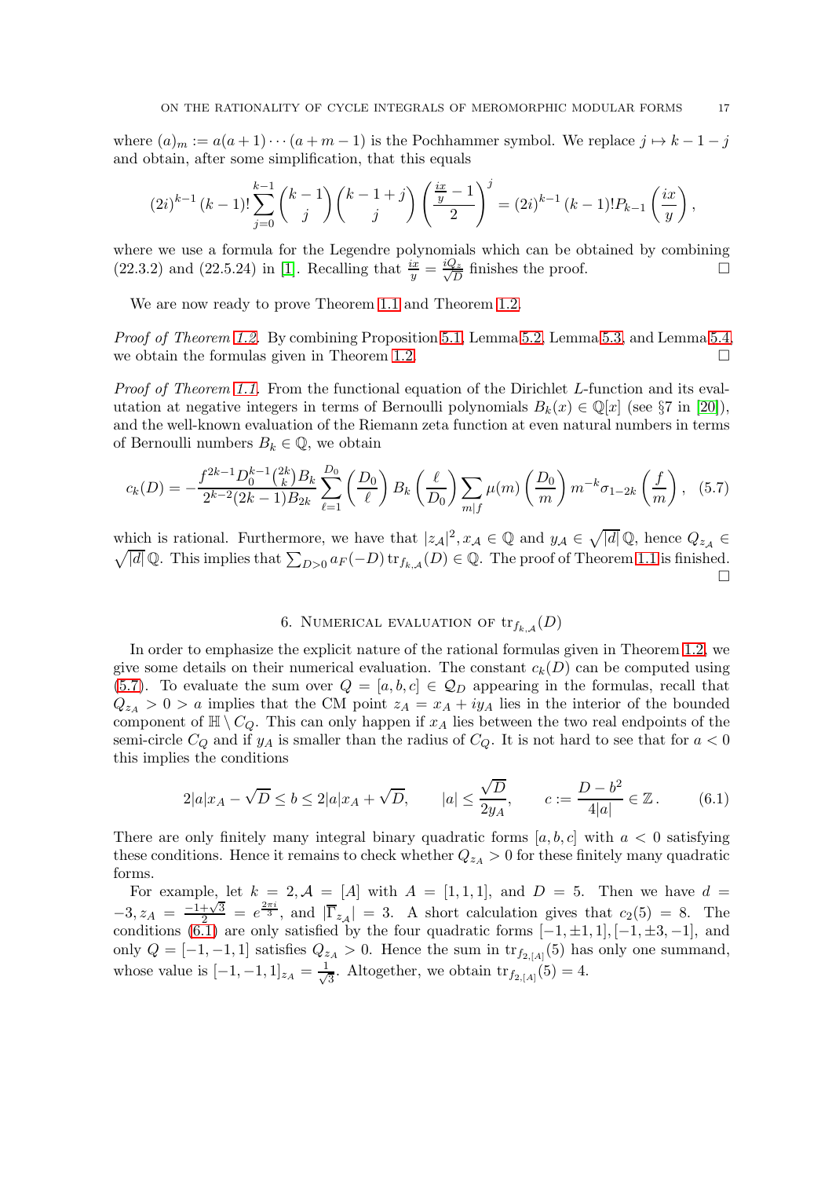where $(a)_m := a(a+1)\cdots(a+m-1)$ is the Pochhammer symbol. We replace $j \mapsto k-1-j$ and obtain, after some simplification, that this equals

$$(2i)^{k-1}(k-1)!\sum_{j=0}^{k-1}\binom{k-1}{j}\binom{k-1+j}{j}\left(\frac{\frac{ix}{y}-1}{2}\right)^j = (2i)^{k-1}(k-1)!P_{k-1}\left(\frac{ix}{y}\right),$$

where we use a formula for the Legendre polynomials which can be obtained by combining (22.3.2) and (22.5.24) in [1]. Recalling that $\frac{ix}{y} = \frac{iQ_z}{\sqrt{D}}$ finishes the proof. $\square$

We are now ready to prove Theorem 1.1 and Theorem 1.2.

*Proof of Theorem 1.2.* By combining Proposition 5.1, Lemma 5.2, Lemma 5.3, and Lemma 5.4, we obtain the formulas given in Theorem 1.2. $\square$

*Proof of Theorem 1.1.* From the functional equation of the Dirichlet $L$-function and its evaluation at negative integers in terms of Bernoulli polynomials $B_k(x) \in \mathbb{Q}[x]$ (see §7 in [20]), and the well-known evaluation of the Riemann zeta function at even natural numbers in terms of Bernoulli numbers $B_k \in \mathbb{Q}$, we obtain

$$c_k(D) = -\frac{f^{2k-1}D_0^{k-1}\binom{2k}{k}B_k}{2^{k-2}(2k-1)B_{2k}}\sum_{\ell=1}^{D_0}\left(\frac{D_0}{\ell}\right)B_k\left(\frac{\ell}{D_0}\right)\sum_{m\mid f}\mu(m)\left(\frac{D_0}{m}\right)m^{-k}\sigma_{1-2k}\left(\frac{f}{m}\right), \quad (5.7)$$

which is rational. Furthermore, we have that $|z_\mathcal{A}|^2, x_\mathcal{A} \in \mathbb{Q}$ and $y_\mathcal{A} \in \sqrt{|d|}\,\mathbb{Q}$, hence $Q_{z_\mathcal{A}} \in \sqrt{|d|}\,\mathbb{Q}$. This implies that $\sum_{D>0} a_F(-D)\operatorname{tr}_{f_{k,\mathcal{A}}}(D) \in \mathbb{Q}$. The proof of Theorem 1.1 is finished. $\square$

## 6. Numerical evaluation of $\operatorname{tr}_{f_{k,\mathcal{A}}}(D)$

In order to emphasize the explicit nature of the rational formulas given in Theorem 1.2, we give some details on their numerical evaluation. The constant $c_k(D)$ can be computed using (5.7). To evaluate the sum over $Q = [a,b,c] \in \mathcal{Q}_D$ appearing in the formulas, recall that $Q_{z_A} > 0 > a$ implies that the CM point $z_A = x_A + iy_A$ lies in the interior of the bounded component of $\mathbb{H} \setminus C_Q$. This can only happen if $x_A$ lies between the two real endpoints of the semi-circle $C_Q$ and if $y_A$ is smaller than the radius of $C_Q$. It is not hard to see that for $a < 0$ this implies the conditions

$$2|a|x_A - \sqrt{D} \le b \le 2|a|x_A + \sqrt{D}, \qquad |a| \le \frac{\sqrt{D}}{2y_A}, \qquad c := \frac{D-b^2}{4|a|} \in \mathbb{Z}. \quad (6.1)$$

There are only finitely many integral binary quadratic forms $[a,b,c]$ with $a < 0$ satisfying these conditions. Hence it remains to check whether $Q_{z_A} > 0$ for these finitely many quadratic forms.

For example, let $k = 2, \mathcal{A} = [A]$ with $A = [1,1,1]$, and $D = 5$. Then we have $d = -3, z_A = \frac{-1+\sqrt{3}}{2} = e^{\frac{2\pi i}{3}}$, and $|\overline{\Gamma}_{z_A}| = 3$. A short calculation gives that $c_2(5) = 8$. The conditions (6.1) are only satisfied by the four quadratic forms $[-1,\pm1,1], [-1,\pm3,-1]$, and only $Q = [-1,-1,1]$ satisfies $Q_{z_A} > 0$. Hence the sum in $\operatorname{tr}_{f_{2,[A]}}(5)$ has only one summand, whose value is $[-1,-1,1]_{z_A} = \frac{1}{\sqrt{3}}$. Altogether, we obtain $\operatorname{tr}_{f_{2,[A]}}(5) = 4$.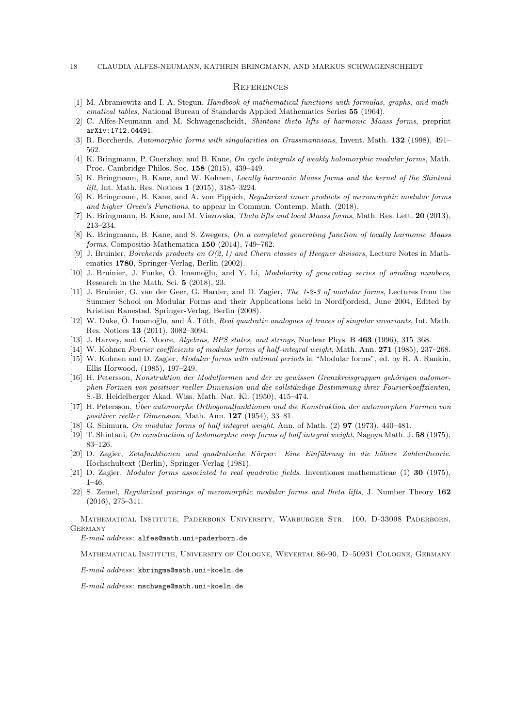## References

[1] M. Abramowitz and I. A. Stegun, *Handbook of mathematical functions with formulas, graphs, and mathematical tables*, National Bureau of Standards Applied Mathematics Series **55** (1964).

[2] C. Alfes-Neumann and M. Schwagenscheidt, *Shintani theta lifts of harmonic Maass forms*, preprint `arXiv:1712.04491`.

[3] R. Borcherds, *Automorphic forms with singularities on Grassmannians*, Invent. Math. **132** (1998), 491–562.

[4] K. Bringmann, P. Guerzhoy, and B. Kane, *On cycle integrals of weakly holomorphic modular forms*, Math. Proc. Cambridge Philos. Soc. **158** (2015), 439–449.

[5] K. Bringmann, B. Kane, and W. Kohnen, *Locally harmonic Maass forms and the kernel of the Shintani lift*, Int. Math. Res. Notices **1** (2015), 3185–3224.

[6] K. Bringmann, B. Kane, and A. von Pippich, *Regularized inner products of meromorphic modular forms and higher Green's Functions*, to appear in Commun. Contemp. Math. (2018).

[7] K. Bringmann, B. Kane, and M. Viazovska, *Theta lifts and local Maass forms*, Math. Res. Lett. **20** (2013), 213–234.

[8] K. Bringmann, B. Kane, and S. Zwegers, *On a completed generating function of locally harmonic Maass forms*, Compositio Mathematica **150** (2014), 749–762.

[9] J. Bruinier, *Borcherds products on O(2, l) and Chern classes of Heegner divisors*, Lecture Notes in Mathematics **1780**, Springer-Verlag, Berlin (2002).

[10] J. Bruinier, J. Funke, Ö. Imamoḡlu, and Y. Li, *Modularity of generating series of winding numbers*, Research in the Math. Sci. **5** (2018), 23.

[11] J. Bruinier, G. van der Geer, G. Harder, and D. Zagier, *The 1-2-3 of modular forms*, Lectures from the Summer School on Modular Forms and their Applications held in Nordfjordeid, June 2004, Edited by Kristian Ranestad, Springer-Verlag, Berlin (2008).

[12] W. Duke, Ö. Imamoḡlu, and Á. Tóth, *Real quadratic analogues of traces of singular invariants*, Int. Math. Res. Notices **13** (2011), 3082–3094.

[13] J. Harvey, and G. Moore, *Algebras, BPS states, and strings*, Nuclear Phys. B **463** (1996), 315–368.

[14] W. Kohnen *Fourier coefficients of modular forms of half-integral weight*, Math. Ann. **271** (1985), 237–268.

[15] W. Kohnen and D. Zagier, *Modular forms with rational periods* in "Modular forms", ed. by R. A. Rankin, Ellis Horwood, (1985), 197–249.

[16] H. Petersson, *Konstruktion der Modulformen und der zu gewissen Grenzkreisgruppen gehörigen automorphen Formen von positiver reeller Dimension und die vollständige Bestimmung ihrer Fourierkoeffzienten*, S.-B. Heidelberger Akad. Wiss. Math. Nat. Kl. (1950), 415–474.

[17] H. Petersson, *Über automorphe Orthogonalfunktionen und die Konstruktion der automorphen Formen von positiver reeller Dimension*, Math. Ann. **127** (1954), 33–81.

[18] G. Shimura, *On modular forms of half integral weight*, Ann. of Math. (2) **97** (1973), 440–481.

[19] T. Shintani, *On construction of holomorphic cusp forms of half integral weight*, Nagoya Math. J. **58** (1975), 83–126.

[20] D. Zagier, *Zetafunktionen und quadratische Körper: Eine Einführung in die höhere Zahlentheorie*. Hochschultext (Berlin), Springer-Verlag (1981).

[21] D. Zagier, *Modular forms associated to real quadratic fields*. Inventiones mathematicae (1) **30** (1975), 1–46.

[22] S. Zemel, *Regularized pairings of meromorphic modular forms and theta lifts*, J. Number Theory **162** (2016), 275–311.

Mathematical Institute, Paderborn University, Warburger Str. 100, D-33098 Paderborn, Germany

*E-mail address*: `alfes@math.uni-paderborn.de`

Mathematical Institute, University of Cologne, Weyertal 86-90, D–50931 Cologne, Germany

*E-mail address*: `kbringma@math.uni-koeln.de`

*E-mail address*: `mschwage@math.uni-koeln.de`